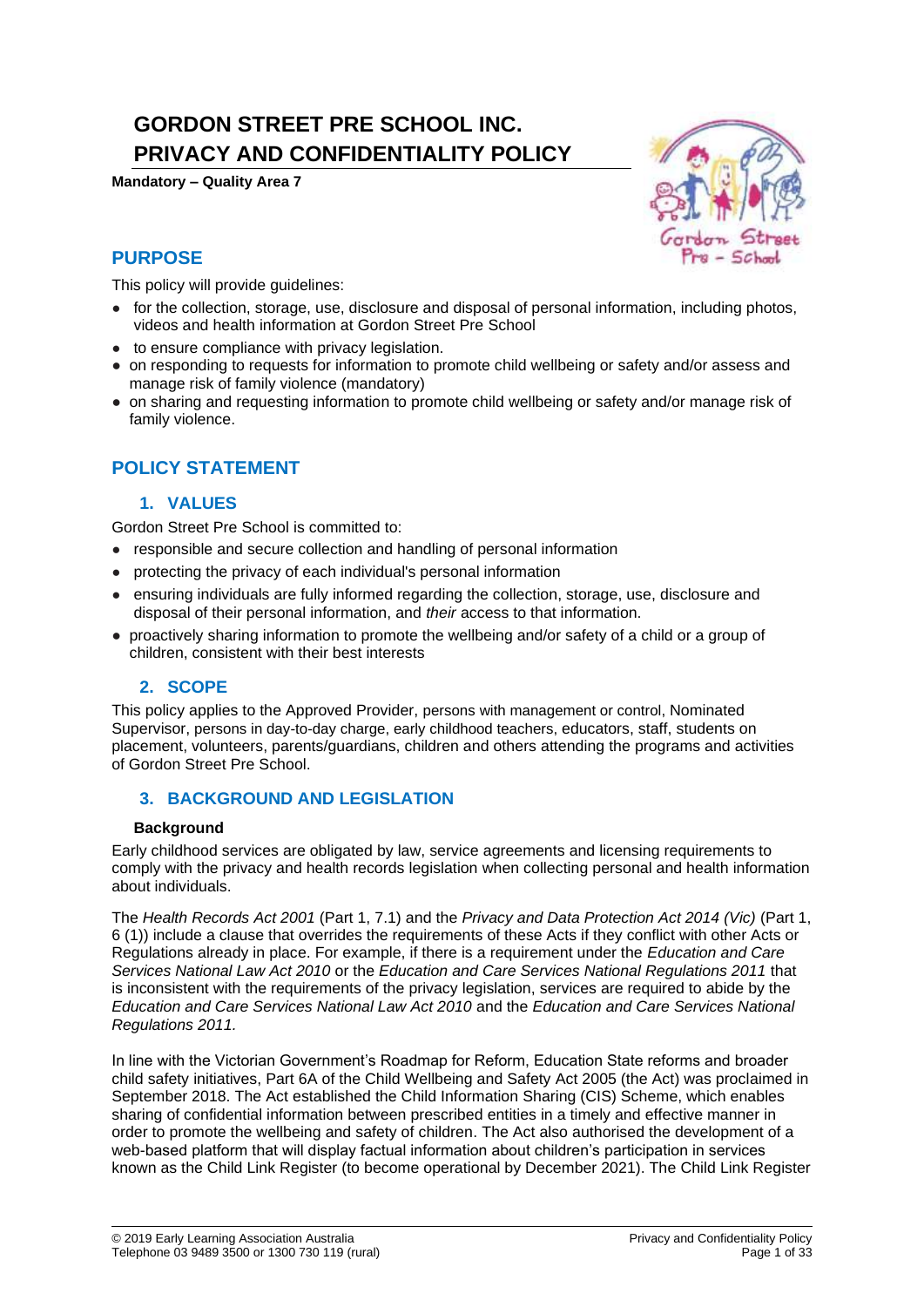# GORDON STREET PRE SCHOOL INC.
# PRIVACY AND CONFIDENTIALITY POLICY

**Mandatory – Quality Area 7**

## PURPOSE

This policy will provide guidelines:

- for the collection, storage, use, disclosure and disposal of personal information, including photos, videos and health information at Gordon Street Pre School
- to ensure compliance with privacy legislation.
- on responding to requests for information to promote child wellbeing or safety and/or assess and manage risk of family violence (mandatory)
- on sharing and requesting information to promote child wellbeing or safety and/or manage risk of family violence.

## POLICY STATEMENT

### 1. VALUES

Gordon Street Pre School is committed to:

- responsible and secure collection and handling of personal information
- protecting the privacy of each individual's personal information
- ensuring individuals are fully informed regarding the collection, storage, use, disclosure and disposal of their personal information, and *their* access to that information.
- proactively sharing information to promote the wellbeing and/or safety of a child or a group of children, consistent with their best interests

### 2. SCOPE

This policy applies to the Approved Provider, persons with management or control, Nominated Supervisor, persons in day-to-day charge, early childhood teachers, educators, staff, students on placement, volunteers, parents/guardians, children and others attending the programs and activities of Gordon Street Pre School.

### 3. BACKGROUND AND LEGISLATION

**Background**

Early childhood services are obligated by law, service agreements and licensing requirements to comply with the privacy and health records legislation when collecting personal and health information about individuals.

The *Health Records Act 2001* (Part 1, 7.1) and the *Privacy and Data Protection Act 2014 (Vic)* (Part 1, 6 (1)) include a clause that overrides the requirements of these Acts if they conflict with other Acts or Regulations already in place. For example, if there is a requirement under the *Education and Care Services National Law Act 2010* or the *Education and Care Services National Regulations 2011* that is inconsistent with the requirements of the privacy legislation, services are required to abide by the *Education and Care Services National Law Act 2010* and the *Education and Care Services National Regulations 2011.*

In line with the Victorian Government's Roadmap for Reform, Education State reforms and broader child safety initiatives, Part 6A of the Child Wellbeing and Safety Act 2005 (the Act) was proclaimed in September 2018. The Act established the Child Information Sharing (CIS) Scheme, which enables sharing of confidential information between prescribed entities in a timely and effective manner in order to promote the wellbeing and safety of children. The Act also authorised the development of a web-based platform that will display factual information about children's participation in services known as the Child Link Register (to become operational by December 2021). The Child Link Register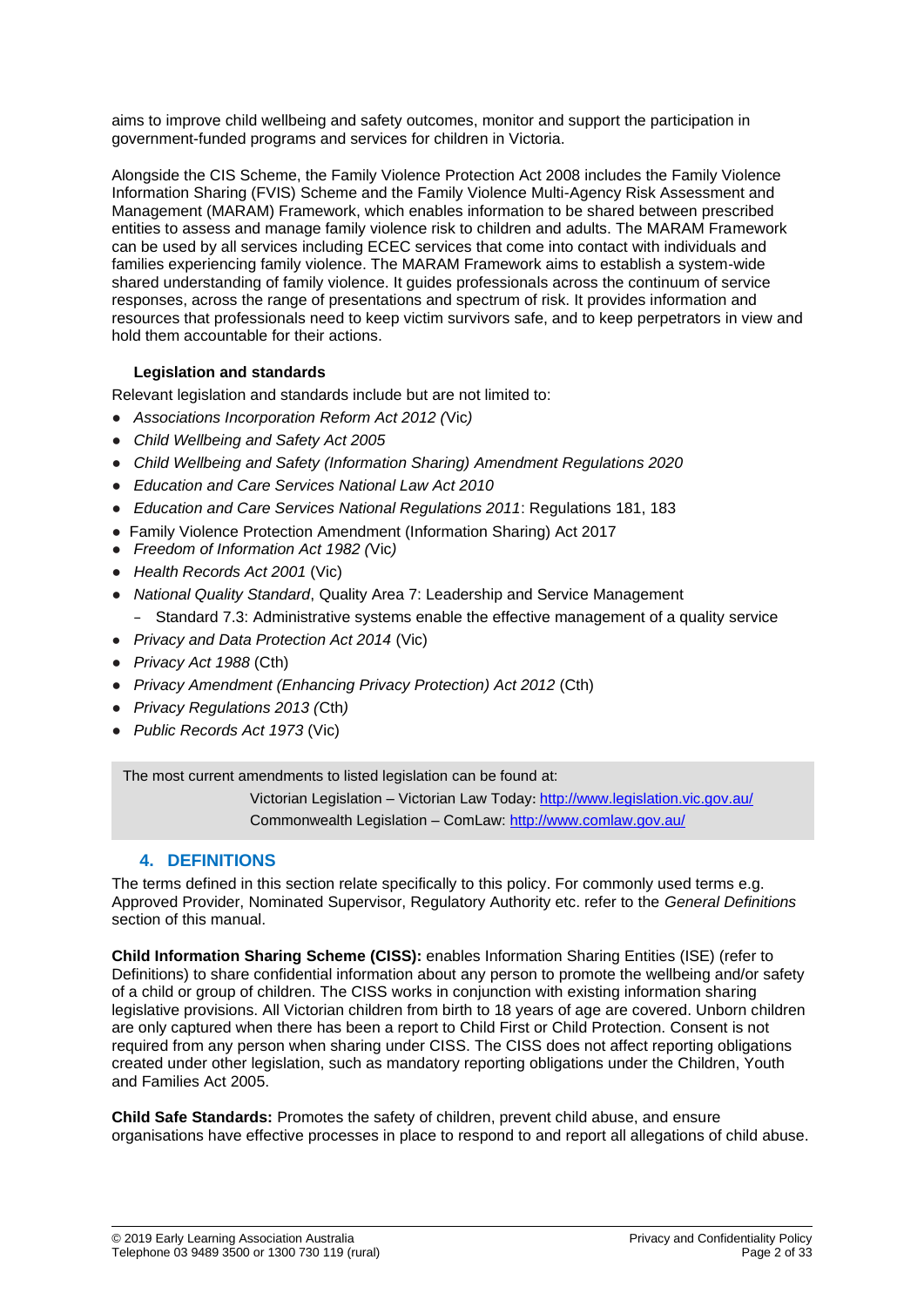aims to improve child wellbeing and safety outcomes, monitor and support the participation in government-funded programs and services for children in Victoria.

Alongside the CIS Scheme, the Family Violence Protection Act 2008 includes the Family Violence Information Sharing (FVIS) Scheme and the Family Violence Multi-Agency Risk Assessment and Management (MARAM) Framework, which enables information to be shared between prescribed entities to assess and manage family violence risk to children and adults. The MARAM Framework can be used by all services including ECEC services that come into contact with individuals and families experiencing family violence. The MARAM Framework aims to establish a system-wide shared understanding of family violence. It guides professionals across the continuum of service responses, across the range of presentations and spectrum of risk. It provides information and resources that professionals need to keep victim survivors safe, and to keep perpetrators in view and hold them accountable for their actions.

**Legislation and standards**

Relevant legislation and standards include but are not limited to:

- *Associations Incorporation Reform Act 2012 (*Vic*)*
- *Child Wellbeing and Safety Act 2005*
- *Child Wellbeing and Safety (Information Sharing) Amendment Regulations 2020*
- *Education and Care Services National Law Act 2010*
- *Education and Care Services National Regulations 2011*: Regulations 181, 183
- Family Violence Protection Amendment (Information Sharing) Act 2017
- *Freedom of Information Act 1982 (*Vic*)*
- *Health Records Act 2001* (Vic)
- *National Quality Standard*, Quality Area 7: Leadership and Service Management
  - Standard 7.3: Administrative systems enable the effective management of a quality service
- *Privacy and Data Protection Act 2014* (Vic)
- *Privacy Act 1988* (Cth)
- *Privacy Amendment (Enhancing Privacy Protection) Act 2012* (Cth)
- *Privacy Regulations 2013 (*Cth*)*
- *Public Records Act 1973* (Vic)

> The most current amendments to listed legislation can be found at:
>
> Victorian Legislation – Victorian Law Today: http://www.legislation.vic.gov.au/
>
> Commonwealth Legislation – ComLaw: http://www.comlaw.gov.au/

## 4. DEFINITIONS

The terms defined in this section relate specifically to this policy. For commonly used terms e.g. Approved Provider, Nominated Supervisor, Regulatory Authority etc. refer to the *General Definitions* section of this manual.

**Child Information Sharing Scheme (CISS):** enables Information Sharing Entities (ISE) (refer to Definitions) to share confidential information about any person to promote the wellbeing and/or safety of a child or group of children. The CISS works in conjunction with existing information sharing legislative provisions. All Victorian children from birth to 18 years of age are covered. Unborn children are only captured when there has been a report to Child First or Child Protection. Consent is not required from any person when sharing under CISS. The CISS does not affect reporting obligations created under other legislation, such as mandatory reporting obligations under the Children, Youth and Families Act 2005.

**Child Safe Standards:** Promotes the safety of children, prevent child abuse, and ensure organisations have effective processes in place to respond to and report all allegations of child abuse.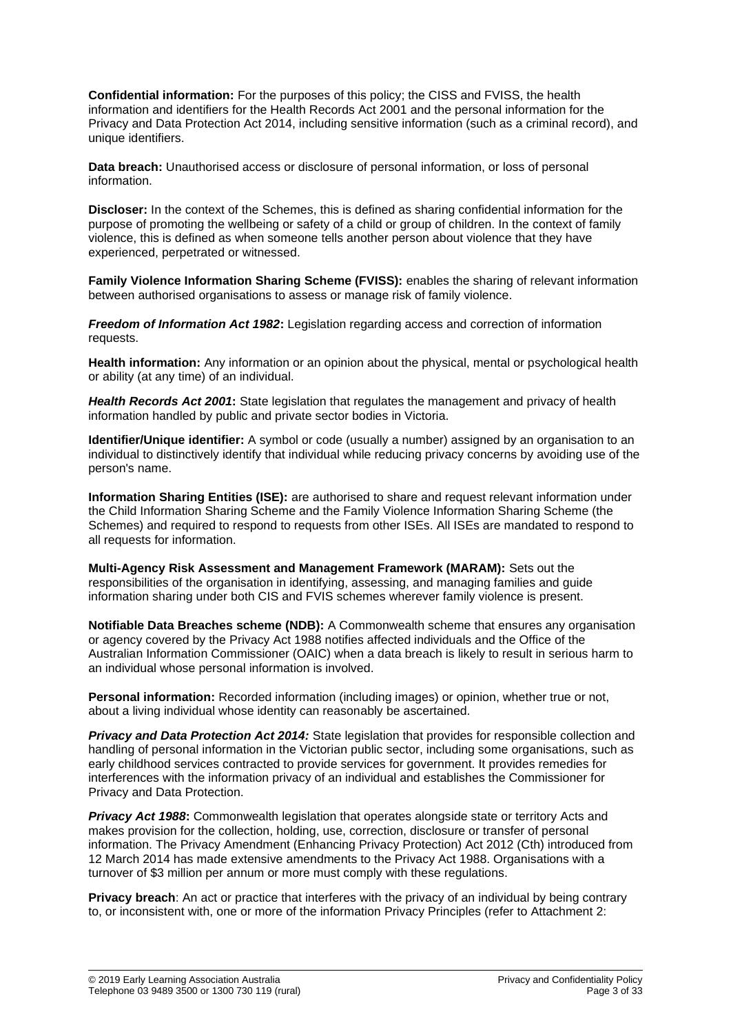**Confidential information:** For the purposes of this policy; the CISS and FVISS, the health information and identifiers for the Health Records Act 2001 and the personal information for the Privacy and Data Protection Act 2014, including sensitive information (such as a criminal record), and unique identifiers.

**Data breach:** Unauthorised access or disclosure of personal information, or loss of personal information.

**Discloser:** In the context of the Schemes, this is defined as sharing confidential information for the purpose of promoting the wellbeing or safety of a child or group of children. In the context of family violence, this is defined as when someone tells another person about violence that they have experienced, perpetrated or witnessed.

**Family Violence Information Sharing Scheme (FVISS):** enables the sharing of relevant information between authorised organisations to assess or manage risk of family violence.

***Freedom of Information Act 1982*:** Legislation regarding access and correction of information requests.

**Health information:** Any information or an opinion about the physical, mental or psychological health or ability (at any time) of an individual.

***Health Records Act 2001*:** State legislation that regulates the management and privacy of health information handled by public and private sector bodies in Victoria.

**Identifier/Unique identifier:** A symbol or code (usually a number) assigned by an organisation to an individual to distinctively identify that individual while reducing privacy concerns by avoiding use of the person's name.

**Information Sharing Entities (ISE):** are authorised to share and request relevant information under the Child Information Sharing Scheme and the Family Violence Information Sharing Scheme (the Schemes) and required to respond to requests from other ISEs. All ISEs are mandated to respond to all requests for information.

**Multi-Agency Risk Assessment and Management Framework (MARAM):** Sets out the responsibilities of the organisation in identifying, assessing, and managing families and guide information sharing under both CIS and FVIS schemes wherever family violence is present.

**Notifiable Data Breaches scheme (NDB):** A Commonwealth scheme that ensures any organisation or agency covered by the Privacy Act 1988 notifies affected individuals and the Office of the Australian Information Commissioner (OAIC) when a data breach is likely to result in serious harm to an individual whose personal information is involved.

**Personal information:** Recorded information (including images) or opinion, whether true or not, about a living individual whose identity can reasonably be ascertained.

***Privacy and Data Protection Act 2014:*** State legislation that provides for responsible collection and handling of personal information in the Victorian public sector, including some organisations, such as early childhood services contracted to provide services for government. It provides remedies for interferences with the information privacy of an individual and establishes the Commissioner for Privacy and Data Protection.

***Privacy Act 1988*:** Commonwealth legislation that operates alongside state or territory Acts and makes provision for the collection, holding, use, correction, disclosure or transfer of personal information. The Privacy Amendment (Enhancing Privacy Protection) Act 2012 (Cth) introduced from 12 March 2014 has made extensive amendments to the Privacy Act 1988. Organisations with a turnover of $3 million per annum or more must comply with these regulations.

**Privacy breach**: An act or practice that interferes with the privacy of an individual by being contrary to, or inconsistent with, one or more of the information Privacy Principles (refer to Attachment 2: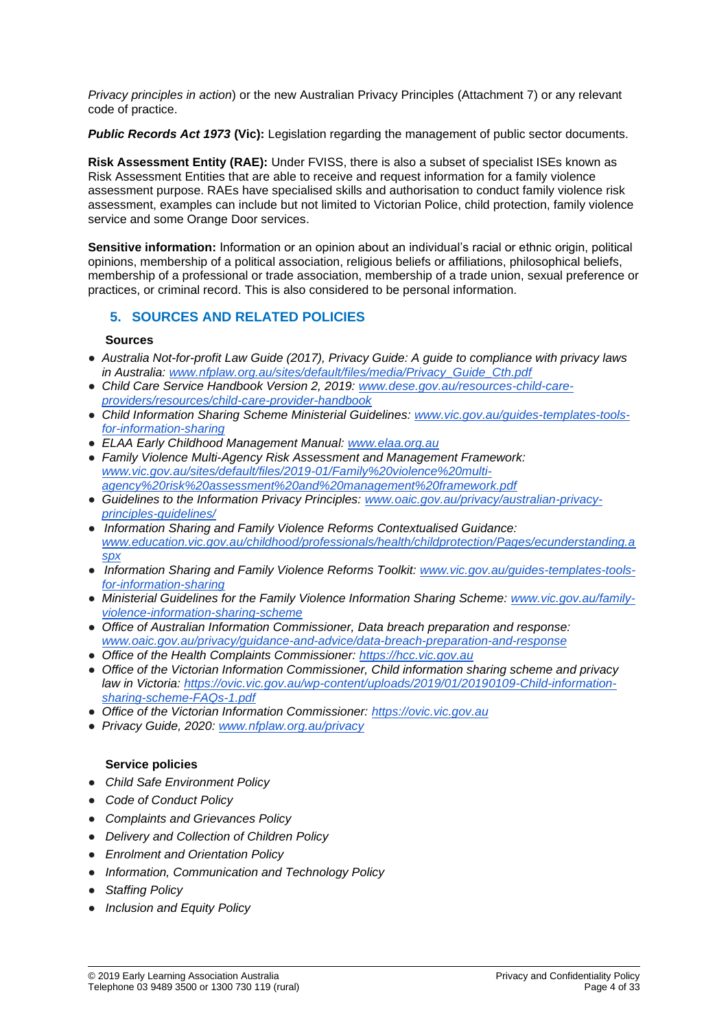*Privacy principles in action*) or the new Australian Privacy Principles (Attachment 7) or any relevant code of practice.

***Public Records Act 1973* (Vic):** Legislation regarding the management of public sector documents.

**Risk Assessment Entity (RAE):** Under FVISS, there is also a subset of specialist ISEs known as Risk Assessment Entities that are able to receive and request information for a family violence assessment purpose. RAEs have specialised skills and authorisation to conduct family violence risk assessment, examples can include but not limited to Victorian Police, child protection, family violence service and some Orange Door services.

**Sensitive information:** Information or an opinion about an individual's racial or ethnic origin, political opinions, membership of a political association, religious beliefs or affiliations, philosophical beliefs, membership of a professional or trade association, membership of a trade union, sexual preference or practices, or criminal record. This is also considered to be personal information.

## 5. SOURCES AND RELATED POLICIES

### Sources

- *Australia Not-for-profit Law Guide (2017), Privacy Guide: A guide to compliance with privacy laws in Australia:* www.nfplaw.org.au/sites/default/files/media/Privacy_Guide_Cth.pdf
- *Child Care Service Handbook Version 2, 2019:* www.dese.gov.au/resources-child-care-providers/resources/child-care-provider-handbook
- *Child Information Sharing Scheme Ministerial Guidelines:* www.vic.gov.au/guides-templates-tools-for-information-sharing
- *ELAA Early Childhood Management Manual:* www.elaa.org.au
- *Family Violence Multi-Agency Risk Assessment and Management Framework:* www.vic.gov.au/sites/default/files/2019-01/Family%20violence%20multi-agency%20risk%20assessment%20and%20management%20framework.pdf
- *Guidelines to the Information Privacy Principles:* www.oaic.gov.au/privacy/australian-privacy-principles-guidelines/
- *Information Sharing and Family Violence Reforms Contextualised Guidance:* www.education.vic.gov.au/childhood/professionals/health/childprotection/Pages/ecunderstanding.aspx
- *Information Sharing and Family Violence Reforms Toolkit:* www.vic.gov.au/guides-templates-tools-for-information-sharing
- *Ministerial Guidelines for the Family Violence Information Sharing Scheme:* www.vic.gov.au/family-violence-information-sharing-scheme
- *Office of Australian Information Commissioner, Data breach preparation and response:* www.oaic.gov.au/privacy/guidance-and-advice/data-breach-preparation-and-response
- *Office of the Health Complaints Commissioner:* https://hcc.vic.gov.au
- *Office of the Victorian Information Commissioner, Child information sharing scheme and privacy law in Victoria:* https://ovic.vic.gov.au/wp-content/uploads/2019/01/20190109-Child-information-sharing-scheme-FAQs-1.pdf
- *Office of the Victorian Information Commissioner:* https://ovic.vic.gov.au
- *Privacy Guide, 2020:* www.nfplaw.org.au/privacy

### Service policies

- *Child Safe Environment Policy*
- *Code of Conduct Policy*
- *Complaints and Grievances Policy*
- *Delivery and Collection of Children Policy*
- *Enrolment and Orientation Policy*
- *Information, Communication and Technology Policy*
- *Staffing Policy*
- *Inclusion and Equity Policy*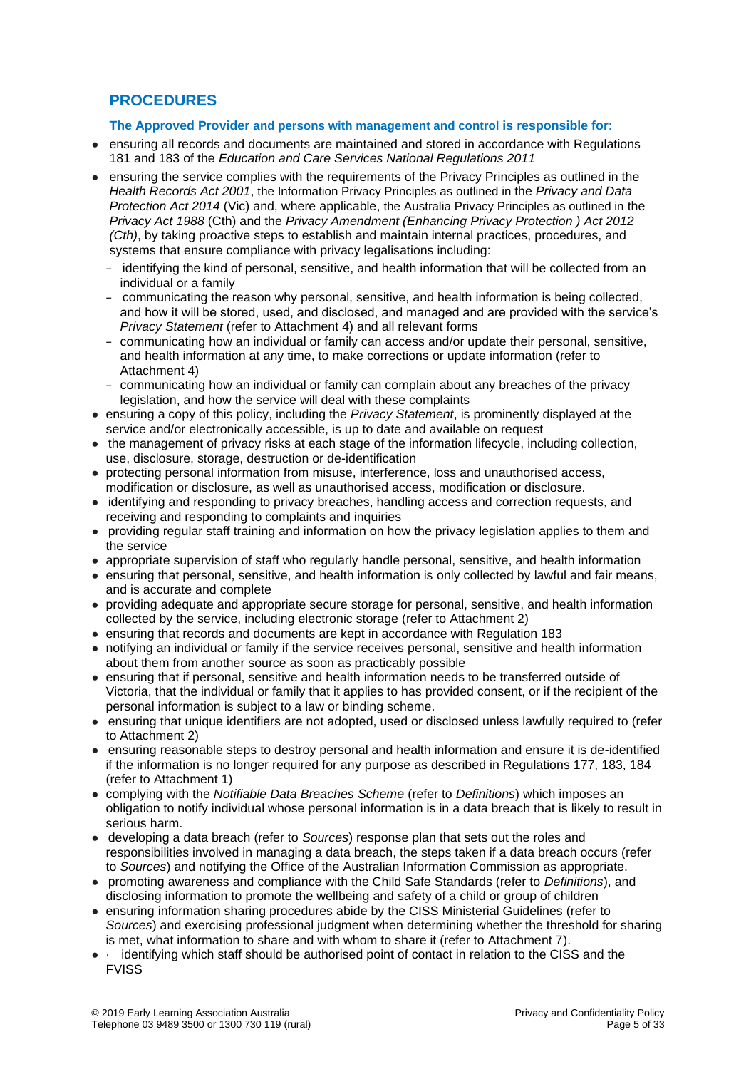## PROCEDURES

### The Approved Provider and persons with management and control is responsible for:

- ensuring all records and documents are maintained and stored in accordance with Regulations 181 and 183 of the *Education and Care Services National Regulations 2011*
- ensuring the service complies with the requirements of the Privacy Principles as outlined in the *Health Records Act 2001*, the Information Privacy Principles as outlined in the *Privacy and Data Protection Act 2014* (Vic) and, where applicable, the Australia Privacy Principles as outlined in the *Privacy Act 1988* (Cth) and the *Privacy Amendment (Enhancing Privacy Protection ) Act 2012 (Cth)*, by taking proactive steps to establish and maintain internal practices, procedures, and systems that ensure compliance with privacy legalisations including:
  - identifying the kind of personal, sensitive, and health information that will be collected from an individual or a family
  - communicating the reason why personal, sensitive, and health information is being collected, and how it will be stored, used, and disclosed, and managed and are provided with the service's *Privacy Statement* (refer to Attachment 4) and all relevant forms
  - communicating how an individual or family can access and/or update their personal, sensitive, and health information at any time, to make corrections or update information (refer to Attachment 4)
  - communicating how an individual or family can complain about any breaches of the privacy legislation, and how the service will deal with these complaints
- ensuring a copy of this policy, including the *Privacy Statement*, is prominently displayed at the service and/or electronically accessible, is up to date and available on request
- the management of privacy risks at each stage of the information lifecycle, including collection, use, disclosure, storage, destruction or de-identification
- protecting personal information from misuse, interference, loss and unauthorised access, modification or disclosure, as well as unauthorised access, modification or disclosure.
- identifying and responding to privacy breaches, handling access and correction requests, and receiving and responding to complaints and inquiries
- providing regular staff training and information on how the privacy legislation applies to them and the service
- appropriate supervision of staff who regularly handle personal, sensitive, and health information
- ensuring that personal, sensitive, and health information is only collected by lawful and fair means, and is accurate and complete
- providing adequate and appropriate secure storage for personal, sensitive, and health information collected by the service, including electronic storage (refer to Attachment 2)
- ensuring that records and documents are kept in accordance with Regulation 183
- notifying an individual or family if the service receives personal, sensitive and health information about them from another source as soon as practicably possible
- ensuring that if personal, sensitive and health information needs to be transferred outside of Victoria, that the individual or family that it applies to has provided consent, or if the recipient of the personal information is subject to a law or binding scheme.
- ensuring that unique identifiers are not adopted, used or disclosed unless lawfully required to (refer to Attachment 2)
- ensuring reasonable steps to destroy personal and health information and ensure it is de-identified if the information is no longer required for any purpose as described in Regulations 177, 183, 184 (refer to Attachment 1)
- complying with the *Notifiable Data Breaches Scheme* (refer to *Definitions*) which imposes an obligation to notify individual whose personal information is in a data breach that is likely to result in serious harm.
- developing a data breach (refer to *Sources*) response plan that sets out the roles and responsibilities involved in managing a data breach, the steps taken if a data breach occurs (refer to *Sources*) and notifying the Office of the Australian Information Commission as appropriate.
- promoting awareness and compliance with the Child Safe Standards (refer to *Definitions*), and disclosing information to promote the wellbeing and safety of a child or group of children
- ensuring information sharing procedures abide by the CISS Ministerial Guidelines (refer to *Sources*) and exercising professional judgment when determining whether the threshold for sharing is met, what information to share and with whom to share it (refer to Attachment 7).
- · identifying which staff should be authorised point of contact in relation to the CISS and the FVISS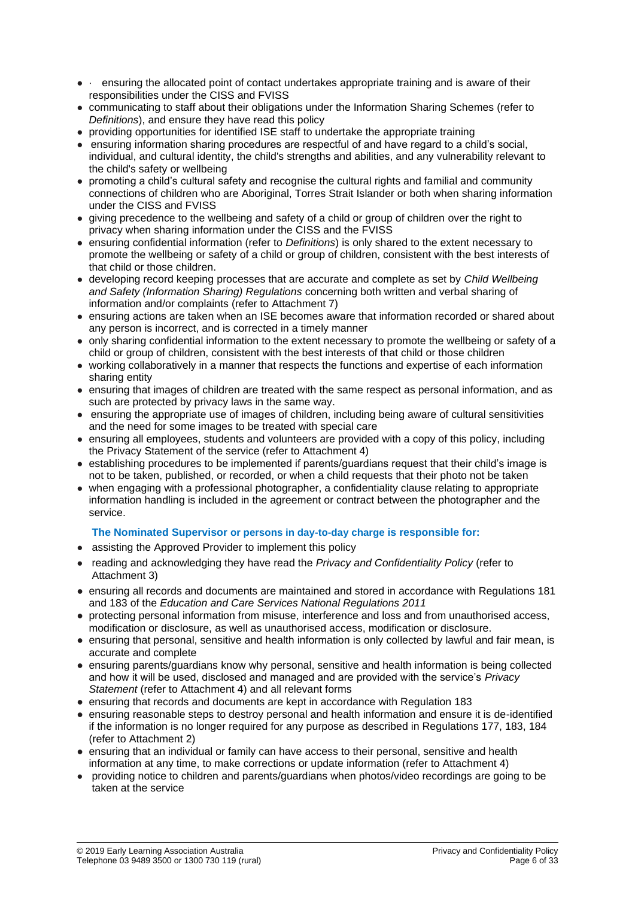- · ensuring the allocated point of contact undertakes appropriate training and is aware of their responsibilities under the CISS and FVISS
- communicating to staff about their obligations under the Information Sharing Schemes (refer to *Definitions*), and ensure they have read this policy
- providing opportunities for identified ISE staff to undertake the appropriate training
- ensuring information sharing procedures are respectful of and have regard to a child's social, individual, and cultural identity, the child's strengths and abilities, and any vulnerability relevant to the child's safety or wellbeing
- promoting a child's cultural safety and recognise the cultural rights and familial and community connections of children who are Aboriginal, Torres Strait Islander or both when sharing information under the CISS and FVISS
- giving precedence to the wellbeing and safety of a child or group of children over the right to privacy when sharing information under the CISS and the FVISS
- ensuring confidential information (refer to *Definitions*) is only shared to the extent necessary to promote the wellbeing or safety of a child or group of children, consistent with the best interests of that child or those children.
- developing record keeping processes that are accurate and complete as set by *Child Wellbeing and Safety (Information Sharing) Regulations* concerning both written and verbal sharing of information and/or complaints (refer to Attachment 7)
- ensuring actions are taken when an ISE becomes aware that information recorded or shared about any person is incorrect, and is corrected in a timely manner
- only sharing confidential information to the extent necessary to promote the wellbeing or safety of a child or group of children, consistent with the best interests of that child or those children
- working collaboratively in a manner that respects the functions and expertise of each information sharing entity
- ensuring that images of children are treated with the same respect as personal information, and as such are protected by privacy laws in the same way.
- ensuring the appropriate use of images of children, including being aware of cultural sensitivities and the need for some images to be treated with special care
- ensuring all employees, students and volunteers are provided with a copy of this policy, including the Privacy Statement of the service (refer to Attachment 4)
- establishing procedures to be implemented if parents/guardians request that their child's image is not to be taken, published, or recorded, or when a child requests that their photo not be taken
- when engaging with a professional photographer, a confidentiality clause relating to appropriate information handling is included in the agreement or contract between the photographer and the service.

**The Nominated Supervisor or persons in day-to-day charge is responsible for:**

- assisting the Approved Provider to implement this policy
- reading and acknowledging they have read the *Privacy and Confidentiality Policy* (refer to Attachment 3)
- ensuring all records and documents are maintained and stored in accordance with Regulations 181 and 183 of the *Education and Care Services National Regulations 2011*
- protecting personal information from misuse, interference and loss and from unauthorised access, modification or disclosure, as well as unauthorised access, modification or disclosure.
- ensuring that personal, sensitive and health information is only collected by lawful and fair mean, is accurate and complete
- ensuring parents/guardians know why personal, sensitive and health information is being collected and how it will be used, disclosed and managed and are provided with the service's *Privacy Statement* (refer to Attachment 4) and all relevant forms
- ensuring that records and documents are kept in accordance with Regulation 183
- ensuring reasonable steps to destroy personal and health information and ensure it is de-identified if the information is no longer required for any purpose as described in Regulations 177, 183, 184 (refer to Attachment 2)
- ensuring that an individual or family can have access to their personal, sensitive and health information at any time, to make corrections or update information (refer to Attachment 4)
- providing notice to children and parents/guardians when photos/video recordings are going to be taken at the service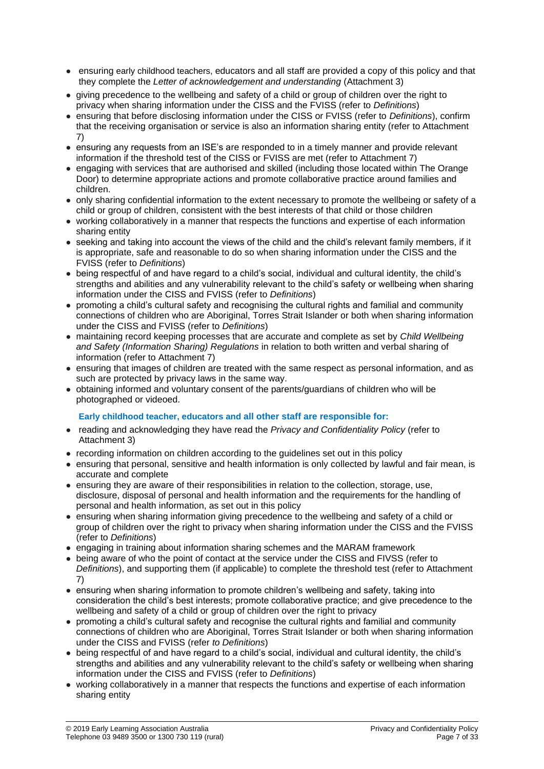- ensuring early childhood teachers, educators and all staff are provided a copy of this policy and that they complete the *Letter of acknowledgement and understanding* (Attachment 3)
- giving precedence to the wellbeing and safety of a child or group of children over the right to privacy when sharing information under the CISS and the FVISS (refer to *Definitions*)
- ensuring that before disclosing information under the CISS or FVISS (refer to *Definitions*), confirm that the receiving organisation or service is also an information sharing entity (refer to Attachment 7)
- ensuring any requests from an ISE's are responded to in a timely manner and provide relevant information if the threshold test of the CISS or FVISS are met (refer to Attachment 7)
- engaging with services that are authorised and skilled (including those located within The Orange Door) to determine appropriate actions and promote collaborative practice around families and children.
- only sharing confidential information to the extent necessary to promote the wellbeing or safety of a child or group of children, consistent with the best interests of that child or those children
- working collaboratively in a manner that respects the functions and expertise of each information sharing entity
- seeking and taking into account the views of the child and the child's relevant family members, if it is appropriate, safe and reasonable to do so when sharing information under the CISS and the FVISS (refer to *Definitions*)
- being respectful of and have regard to a child's social, individual and cultural identity, the child's strengths and abilities and any vulnerability relevant to the child's safety or wellbeing when sharing information under the CISS and FVISS (refer to *Definitions*)
- promoting a child's cultural safety and recognising the cultural rights and familial and community connections of children who are Aboriginal, Torres Strait Islander or both when sharing information under the CISS and FVISS (refer to *Definitions*)
- maintaining record keeping processes that are accurate and complete as set by *Child Wellbeing and Safety (Information Sharing) Regulations* in relation to both written and verbal sharing of information (refer to Attachment 7)
- ensuring that images of children are treated with the same respect as personal information, and as such are protected by privacy laws in the same way.
- obtaining informed and voluntary consent of the parents/guardians of children who will be photographed or videoed.

**Early childhood teacher, educators and all other staff are responsible for:**

- reading and acknowledging they have read the *Privacy and Confidentiality Policy* (refer to Attachment 3)
- recording information on children according to the guidelines set out in this policy
- ensuring that personal, sensitive and health information is only collected by lawful and fair mean, is accurate and complete
- ensuring they are aware of their responsibilities in relation to the collection, storage, use, disclosure, disposal of personal and health information and the requirements for the handling of personal and health information, as set out in this policy
- ensuring when sharing information giving precedence to the wellbeing and safety of a child or group of children over the right to privacy when sharing information under the CISS and the FVISS (refer to *Definitions*)
- engaging in training about information sharing schemes and the MARAM framework
- being aware of who the point of contact at the service under the CISS and FIVSS (refer to *Definitions*), and supporting them (if applicable) to complete the threshold test (refer to Attachment 7)
- ensuring when sharing information to promote children's wellbeing and safety, taking into consideration the child's best interests; promote collaborative practice; and give precedence to the wellbeing and safety of a child or group of children over the right to privacy
- promoting a child's cultural safety and recognise the cultural rights and familial and community connections of children who are Aboriginal, Torres Strait Islander or both when sharing information under the CISS and FVISS (refer *to Definitions*)
- being respectful of and have regard to a child's social, individual and cultural identity, the child's strengths and abilities and any vulnerability relevant to the child's safety or wellbeing when sharing information under the CISS and FVISS (refer to *Definitions*)
- working collaboratively in a manner that respects the functions and expertise of each information sharing entity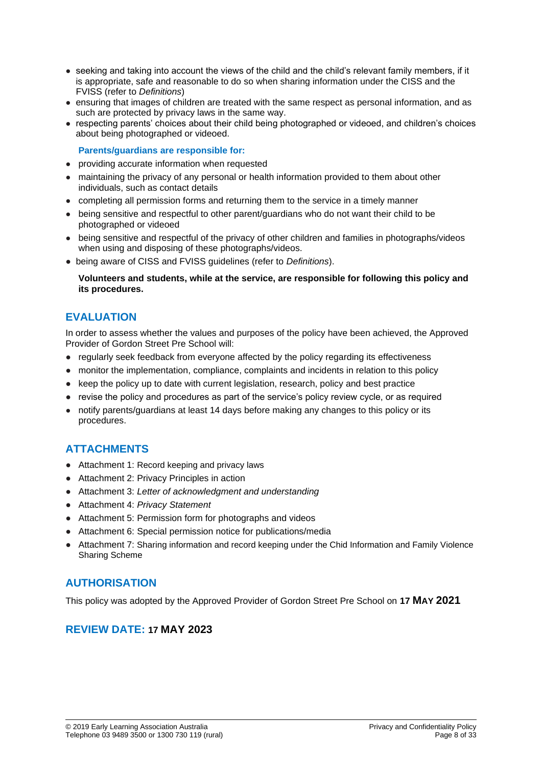- seeking and taking into account the views of the child and the child's relevant family members, if it is appropriate, safe and reasonable to do so when sharing information under the CISS and the FVISS (refer to *Definitions*)
- ensuring that images of children are treated with the same respect as personal information, and as such are protected by privacy laws in the same way.
- respecting parents' choices about their child being photographed or videoed, and children's choices about being photographed or videoed.

**Parents/guardians are responsible for:**

- providing accurate information when requested
- maintaining the privacy of any personal or health information provided to them about other individuals, such as contact details
- completing all permission forms and returning them to the service in a timely manner
- being sensitive and respectful to other parent/guardians who do not want their child to be photographed or videoed
- being sensitive and respectful of the privacy of other children and families in photographs/videos when using and disposing of these photographs/videos.
- being aware of CISS and FVISS guidelines (refer to *Definitions*).

**Volunteers and students, while at the service, are responsible for following this policy and its procedures.**

## EVALUATION

In order to assess whether the values and purposes of the policy have been achieved, the Approved Provider of Gordon Street Pre School will:

- regularly seek feedback from everyone affected by the policy regarding its effectiveness
- monitor the implementation, compliance, complaints and incidents in relation to this policy
- keep the policy up to date with current legislation, research, policy and best practice
- revise the policy and procedures as part of the service's policy review cycle, or as required
- notify parents/guardians at least 14 days before making any changes to this policy or its procedures.

## ATTACHMENTS

- Attachment 1: Record keeping and privacy laws
- Attachment 2: Privacy Principles in action
- Attachment 3: *Letter of acknowledgment and understanding*
- Attachment 4: *Privacy Statement*
- Attachment 5: Permission form for photographs and videos
- Attachment 6: Special permission notice for publications/media
- Attachment 7: Sharing information and record keeping under the Chid Information and Family Violence Sharing Scheme

## AUTHORISATION

This policy was adopted by the Approved Provider of Gordon Street Pre School on **17 MAY 2021**

## REVIEW DATE: 17 MAY 2023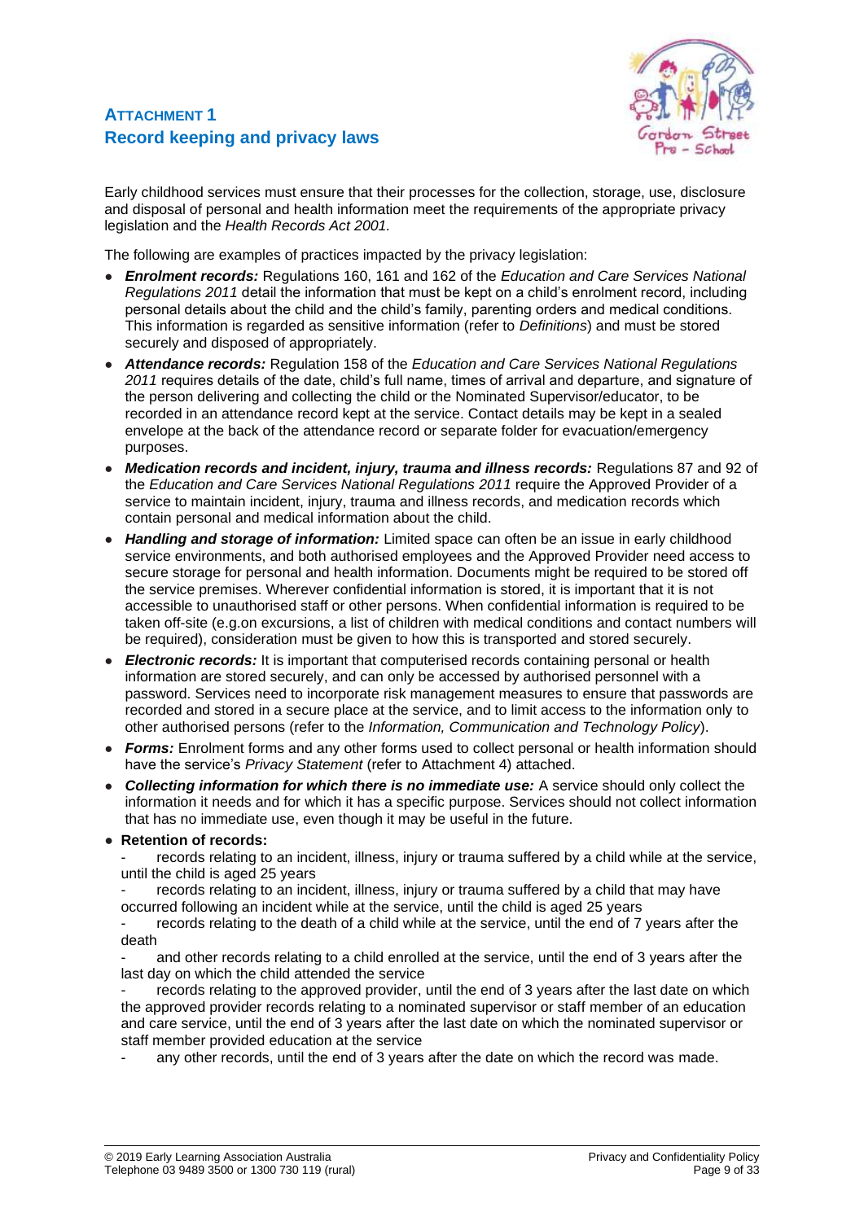## ATTACHMENT 1
## Record keeping and privacy laws

Early childhood services must ensure that their processes for the collection, storage, use, disclosure and disposal of personal and health information meet the requirements of the appropriate privacy legislation and the *Health Records Act 2001.*

The following are examples of practices impacted by the privacy legislation:

- ***Enrolment records:*** Regulations 160, 161 and 162 of the *Education and Care Services National Regulations 2011* detail the information that must be kept on a child's enrolment record, including personal details about the child and the child's family, parenting orders and medical conditions. This information is regarded as sensitive information (refer to *Definitions*) and must be stored securely and disposed of appropriately.
- ***Attendance records:*** Regulation 158 of the *Education and Care Services National Regulations 2011* requires details of the date, child's full name, times of arrival and departure, and signature of the person delivering and collecting the child or the Nominated Supervisor/educator, to be recorded in an attendance record kept at the service. Contact details may be kept in a sealed envelope at the back of the attendance record or separate folder for evacuation/emergency purposes.
- ***Medication records and incident, injury, trauma and illness records:*** Regulations 87 and 92 of the *Education and Care Services National Regulations 2011* require the Approved Provider of a service to maintain incident, injury, trauma and illness records, and medication records which contain personal and medical information about the child.
- ***Handling and storage of information:*** Limited space can often be an issue in early childhood service environments, and both authorised employees and the Approved Provider need access to secure storage for personal and health information. Documents might be required to be stored off the service premises. Wherever confidential information is stored, it is important that it is not accessible to unauthorised staff or other persons. When confidential information is required to be taken off-site (e.g.on excursions, a list of children with medical conditions and contact numbers will be required), consideration must be given to how this is transported and stored securely.
- ***Electronic records:*** It is important that computerised records containing personal or health information are stored securely, and can only be accessed by authorised personnel with a password. Services need to incorporate risk management measures to ensure that passwords are recorded and stored in a secure place at the service, and to limit access to the information only to other authorised persons (refer to the *Information, Communication and Technology Policy*).
- ***Forms:*** Enrolment forms and any other forms used to collect personal or health information should have the service's *Privacy Statement* (refer to Attachment 4) attached.
- ***Collecting information for which there is no immediate use:*** A service should only collect the information it needs and for which it has a specific purpose. Services should not collect information that has no immediate use, even though it may be useful in the future.
- **Retention of records:**
  - records relating to an incident, illness, injury or trauma suffered by a child while at the service, until the child is aged 25 years
  - records relating to an incident, illness, injury or trauma suffered by a child that may have occurred following an incident while at the service, until the child is aged 25 years
  - records relating to the death of a child while at the service, until the end of 7 years after the death
  - and other records relating to a child enrolled at the service, until the end of 3 years after the last day on which the child attended the service
  - records relating to the approved provider, until the end of 3 years after the last date on which the approved provider records relating to a nominated supervisor or staff member of an education and care service, until the end of 3 years after the last date on which the nominated supervisor or staff member provided education at the service
  - any other records, until the end of 3 years after the date on which the record was made.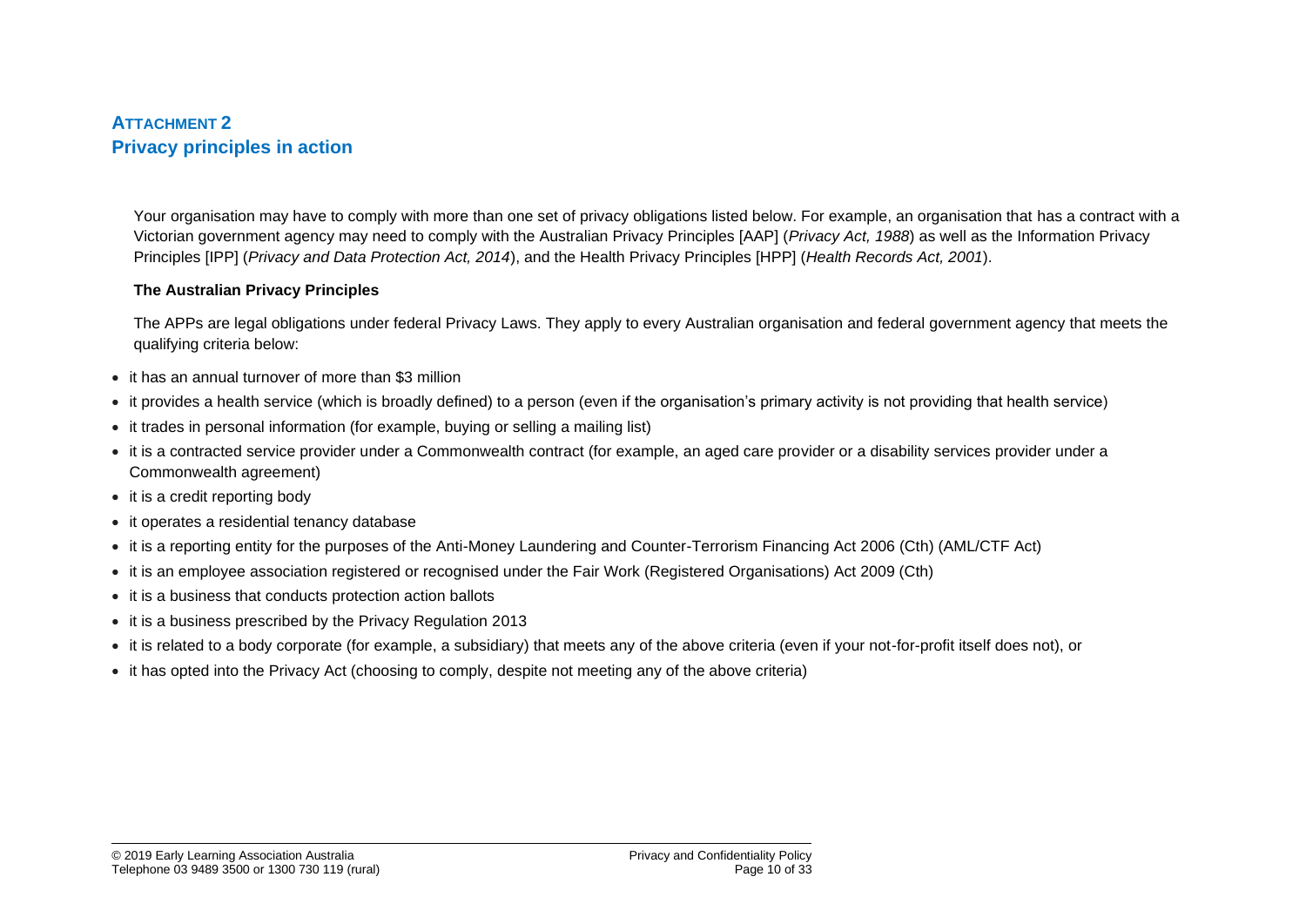## ATTACHMENT 2
## Privacy principles in action

Your organisation may have to comply with more than one set of privacy obligations listed below. For example, an organisation that has a contract with a Victorian government agency may need to comply with the Australian Privacy Principles [AAP] (*Privacy Act, 1988*) as well as the Information Privacy Principles [IPP] (*Privacy and Data Protection Act, 2014*), and the Health Privacy Principles [HPP] (*Health Records Act, 2001*).

**The Australian Privacy Principles**

The APPs are legal obligations under federal Privacy Laws. They apply to every Australian organisation and federal government agency that meets the qualifying criteria below:

- it has an annual turnover of more than $3 million
- it provides a health service (which is broadly defined) to a person (even if the organisation's primary activity is not providing that health service)
- it trades in personal information (for example, buying or selling a mailing list)
- it is a contracted service provider under a Commonwealth contract (for example, an aged care provider or a disability services provider under a Commonwealth agreement)
- it is a credit reporting body
- it operates a residential tenancy database
- it is a reporting entity for the purposes of the Anti-Money Laundering and Counter-Terrorism Financing Act 2006 (Cth) (AML/CTF Act)
- it is an employee association registered or recognised under the Fair Work (Registered Organisations) Act 2009 (Cth)
- it is a business that conducts protection action ballots
- it is a business prescribed by the Privacy Regulation 2013
- it is related to a body corporate (for example, a subsidiary) that meets any of the above criteria (even if your not-for-profit itself does not), or
- it has opted into the Privacy Act (choosing to comply, despite not meeting any of the above criteria)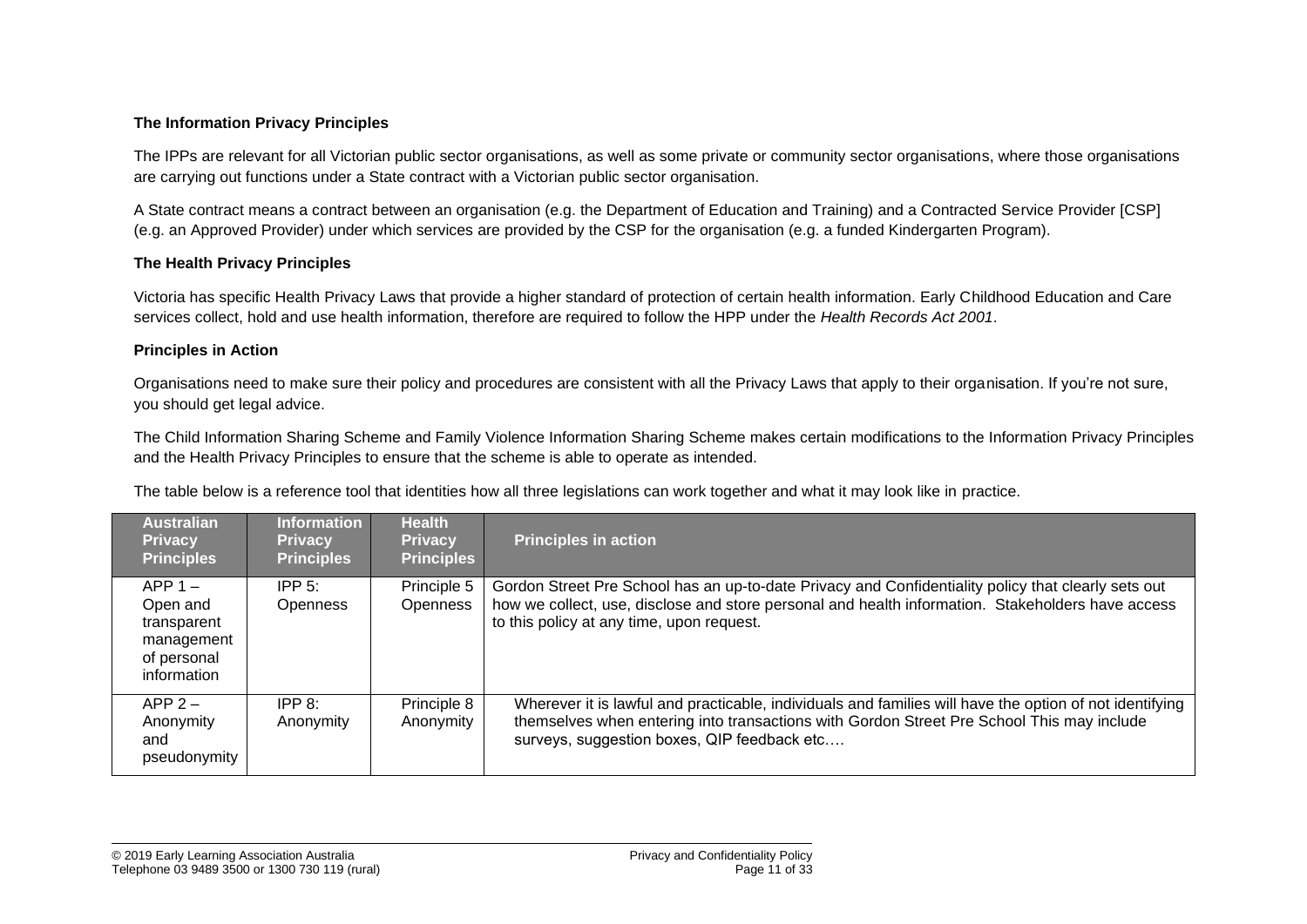**The Information Privacy Principles**

The IPPs are relevant for all Victorian public sector organisations, as well as some private or community sector organisations, where those organisations are carrying out functions under a State contract with a Victorian public sector organisation.

A State contract means a contract between an organisation (e.g. the Department of Education and Training) and a Contracted Service Provider [CSP] (e.g. an Approved Provider) under which services are provided by the CSP for the organisation (e.g. a funded Kindergarten Program).

**The Health Privacy Principles**

Victoria has specific Health Privacy Laws that provide a higher standard of protection of certain health information. Early Childhood Education and Care services collect, hold and use health information, therefore are required to follow the HPP under the *Health Records Act 2001*.

**Principles in Action**

Organisations need to make sure their policy and procedures are consistent with all the Privacy Laws that apply to their organisation. If you're not sure, you should get legal advice.

The Child Information Sharing Scheme and Family Violence Information Sharing Scheme makes certain modifications to the Information Privacy Principles and the Health Privacy Principles to ensure that the scheme is able to operate as intended.

The table below is a reference tool that identities how all three legislations can work together and what it may look like in practice.

| Australian Privacy Principles | Information Privacy Principles | Health Privacy Principles | Principles in action |
|---|---|---|---|
| APP 1 – Open and transparent management of personal information | IPP 5: Openness | Principle 5 Openness | Gordon Street Pre School has an up-to-date Privacy and Confidentiality policy that clearly sets out how we collect, use, disclose and store personal and health information. Stakeholders have access to this policy at any time, upon request. |
| APP 2 – Anonymity and pseudonymity | IPP 8: Anonymity | Principle 8 Anonymity | Wherever it is lawful and practicable, individuals and families will have the option of not identifying themselves when entering into transactions with Gordon Street Pre School This may include surveys, suggestion boxes, QIP feedback etc…. |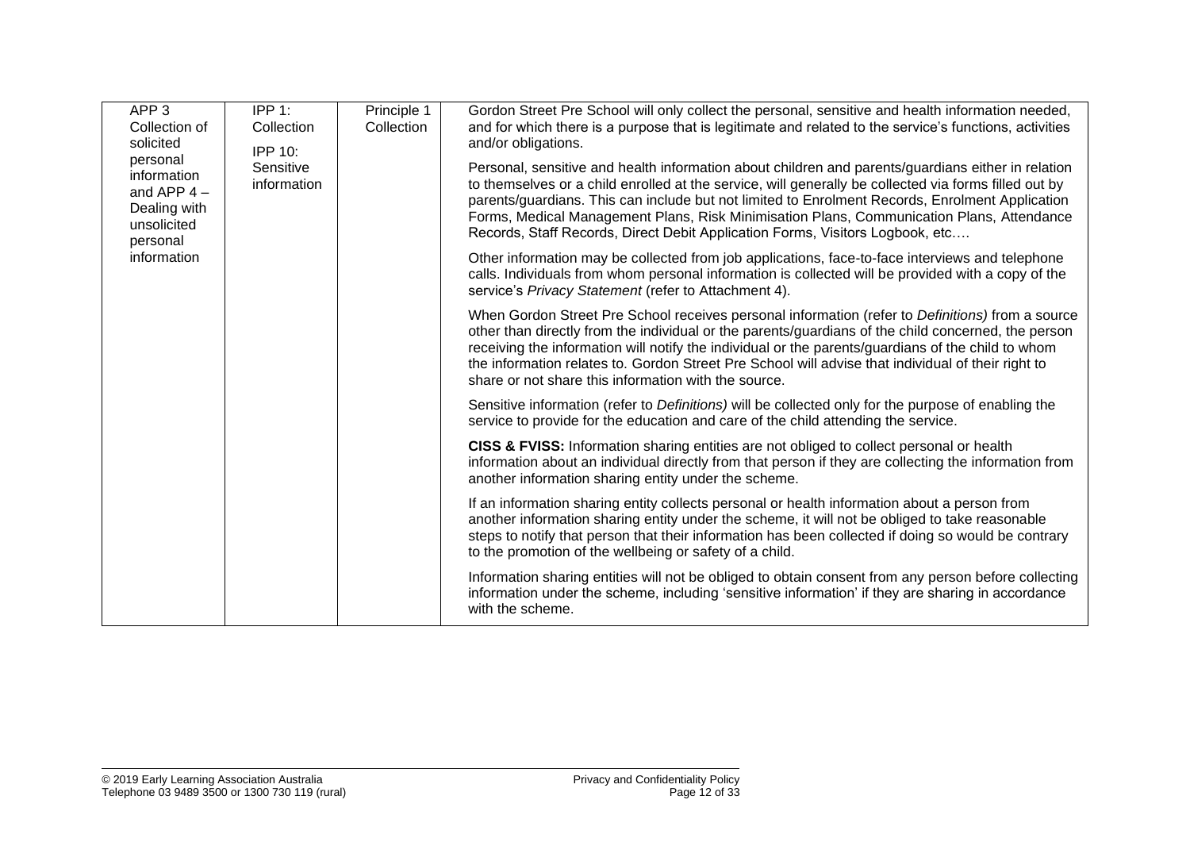| APP 3 Collection of solicited personal information and APP 4 – Dealing with unsolicited personal information | IPP 1: Collection<br>IPP 10: Sensitive information | Principle 1 Collection | Gordon Street Pre School will only collect the personal, sensitive and health information needed, and for which there is a purpose that is legitimate and related to the service's functions, activities and/or obligations.<br><br>Personal, sensitive and health information about children and parents/guardians either in relation to themselves or a child enrolled at the service, will generally be collected via forms filled out by parents/guardians. This can include but not limited to Enrolment Records, Enrolment Application Forms, Medical Management Plans, Risk Minimisation Plans, Communication Plans, Attendance Records, Staff Records, Direct Debit Application Forms, Visitors Logbook, etc….<br><br>Other information may be collected from job applications, face-to-face interviews and telephone calls. Individuals from whom personal information is collected will be provided with a copy of the service's *Privacy Statement* (refer to Attachment 4).<br><br>When Gordon Street Pre School receives personal information (refer to *Definitions)* from a source other than directly from the individual or the parents/guardians of the child concerned, the person receiving the information will notify the individual or the parents/guardians of the child to whom the information relates to. Gordon Street Pre School will advise that individual of their right to share or not share this information with the source.<br><br>Sensitive information (refer to *Definitions)* will be collected only for the purpose of enabling the service to provide for the education and care of the child attending the service.<br><br>**CISS & FVISS:** Information sharing entities are not obliged to collect personal or health information about an individual directly from that person if they are collecting the information from another information sharing entity under the scheme.<br><br>If an information sharing entity collects personal or health information about a person from another information sharing entity under the scheme, it will not be obliged to take reasonable steps to notify that person that their information has been collected if doing so would be contrary to the promotion of the wellbeing or safety of a child.<br><br>Information sharing entities will not be obliged to obtain consent from any person before collecting information under the scheme, including 'sensitive information' if they are sharing in accordance with the scheme. |
|---|---|---|---|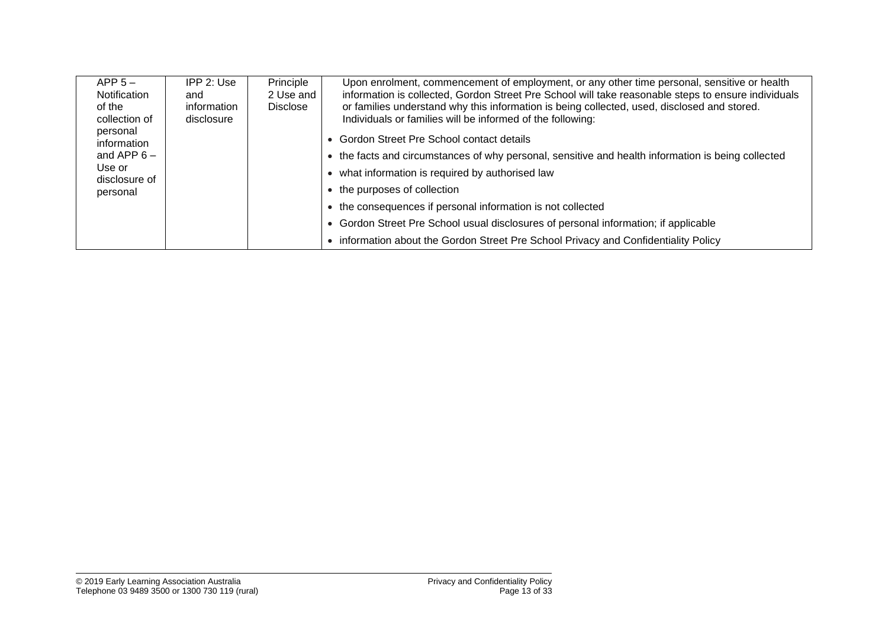| APP 5 – Notification of the collection of personal information and APP 6 – Use or disclosure of personal | IPP 2: Use and information disclosure | Principle 2 Use and Disclose | Upon enrolment, commencement of employment, or any other time personal, sensitive or health information is collected, Gordon Street Pre School will take reasonable steps to ensure individuals or families understand why this information is being collected, used, disclosed and stored. Individuals or families will be informed of the following:<br>• Gordon Street Pre School contact details<br>• the facts and circumstances of why personal, sensitive and health information is being collected<br>• what information is required by authorised law<br>• the purposes of collection<br>• the consequences if personal information is not collected<br>• Gordon Street Pre School usual disclosures of personal information; if applicable<br>• information about the Gordon Street Pre School Privacy and Confidentiality Policy |
|---|---|---|---|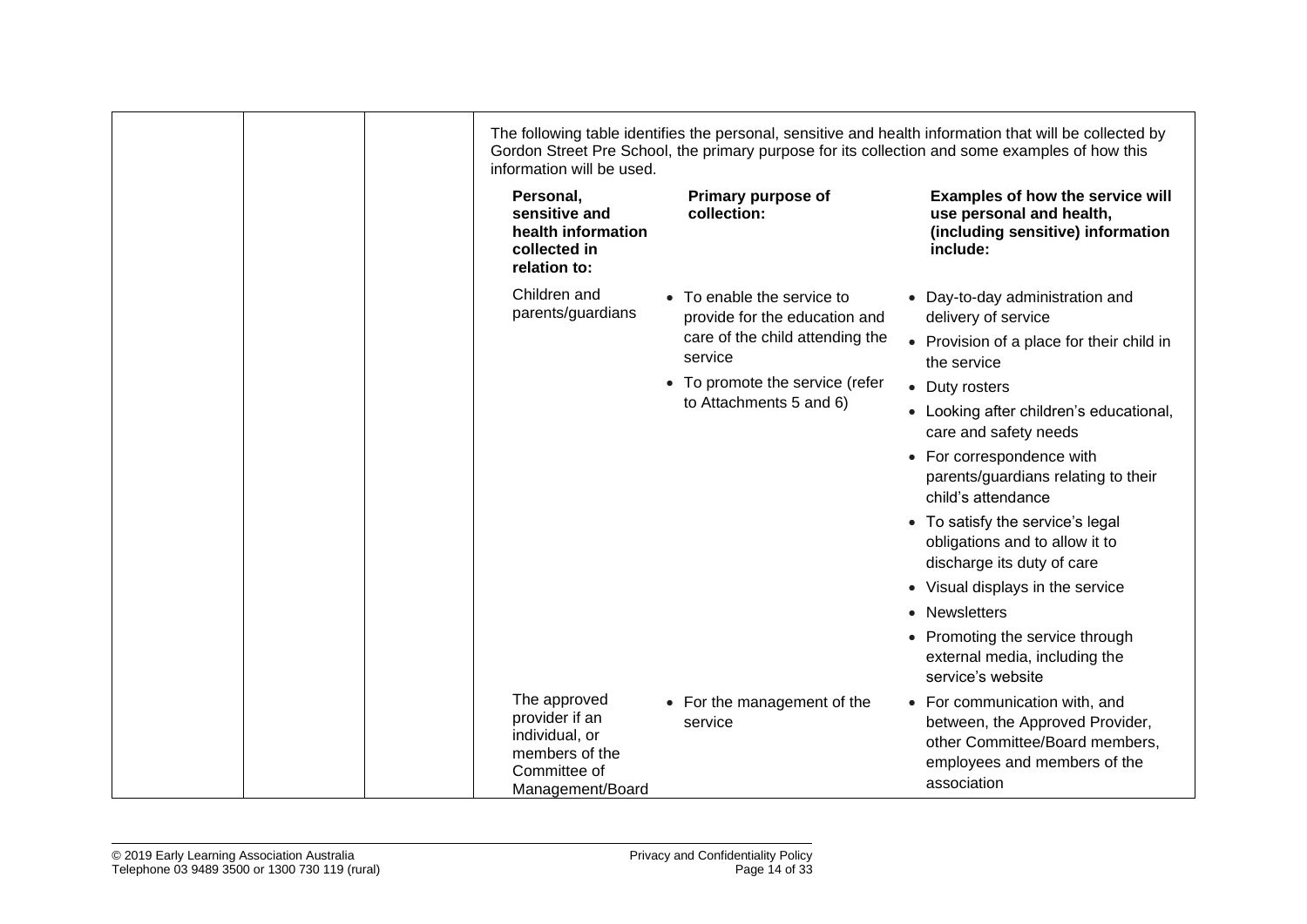The following table identifies the personal, sensitive and health information that will be collected by Gordon Street Pre School, the primary purpose for its collection and some examples of how this information will be used.

| Personal, sensitive and health information collected in relation to: | Primary purpose of collection: | Examples of how the service will use personal and health, (including sensitive) information include: |
| --- | --- | --- |
| Children and parents/guardians | • To enable the service to provide for the education and care of the child attending the service<br>• To promote the service (refer to Attachments 5 and 6) | • Day-to-day administration and delivery of service<br>• Provision of a place for their child in the service<br>• Duty rosters<br>• Looking after children's educational, care and safety needs<br>• For correspondence with parents/guardians relating to their child's attendance<br>• To satisfy the service's legal obligations and to allow it to discharge its duty of care<br>• Visual displays in the service<br>• Newsletters<br>• Promoting the service through external media, including the service's website |
| The approved provider if an individual, or members of the Committee of Management/Board | • For the management of the service | • For communication with, and between, the Approved Provider, other Committee/Board members, employees and members of the association |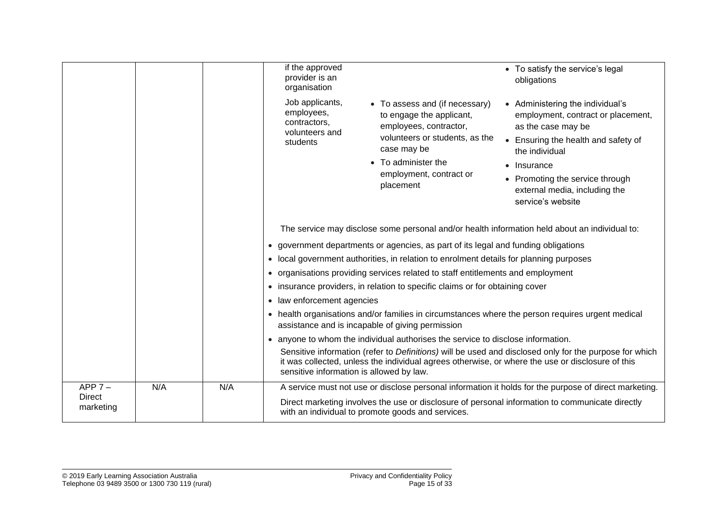| | | | |
|---|---|---|---|
| | | | if the approved provider is an organisation — • To satisfy the service's legal obligations<br><br>Job applicants, employees, contractors, volunteers and students — • To assess and (if necessary) to engage the applicant, employees, contractor, volunteers or students, as the case may be • To administer the employment, contract or placement — • Administering the individual's employment, contract or placement, as the case may be • Ensuring the health and safety of the individual • Insurance • Promoting the service through external media, including the service's website<br><br>The service may disclose some personal and/or health information held about an individual to:<br>• government departments or agencies, as part of its legal and funding obligations<br>• local government authorities, in relation to enrolment details for planning purposes<br>• organisations providing services related to staff entitlements and employment<br>• insurance providers, in relation to specific claims or for obtaining cover<br>• law enforcement agencies<br>• health organisations and/or families in circumstances where the person requires urgent medical assistance and is incapable of giving permission<br>• anyone to whom the individual authorises the service to disclose information.<br>Sensitive information (refer to *Definitions)* will be used and disclosed only for the purpose for which it was collected, unless the individual agrees otherwise, or where the use or disclosure of this sensitive information is allowed by law. |
| APP 7 – Direct marketing | N/A | N/A | A service must not use or disclose personal information it holds for the purpose of direct marketing.<br><br>Direct marketing involves the use or disclosure of personal information to communicate directly with an individual to promote goods and services. |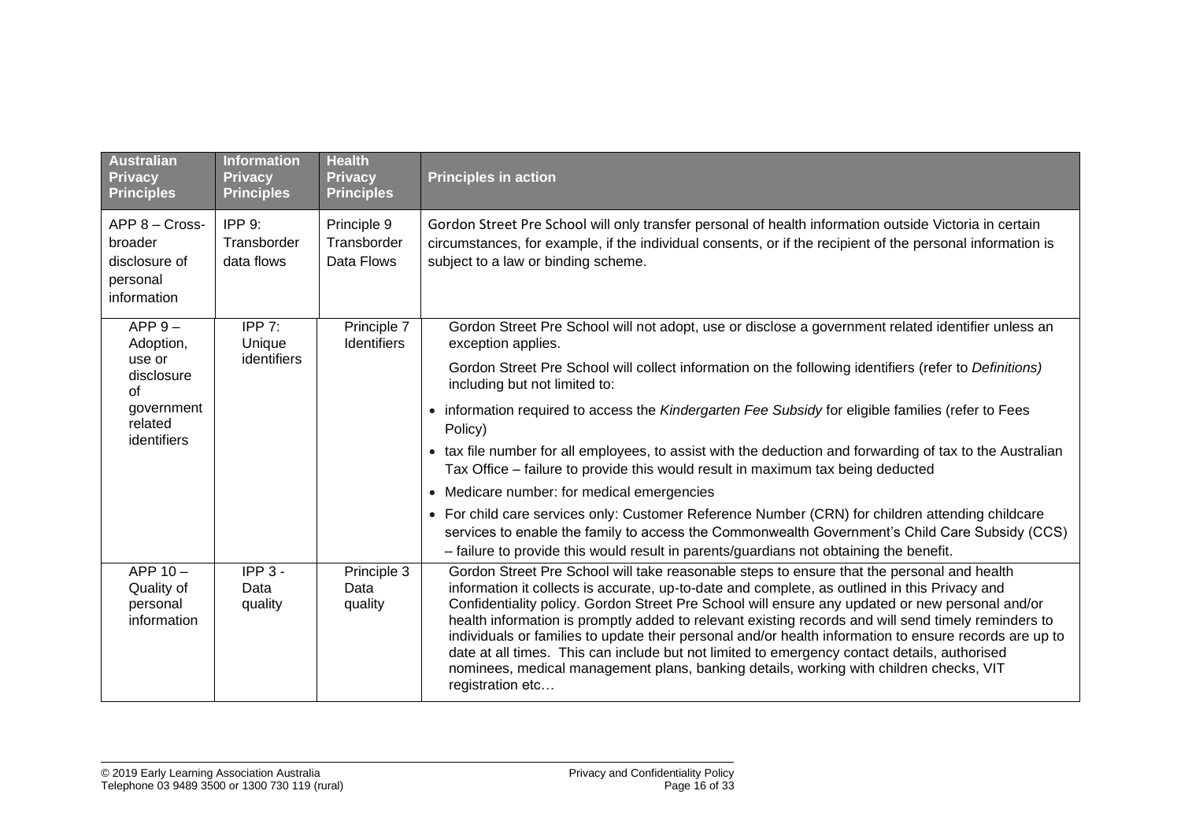| Australian Privacy Principles | Information Privacy Principles | Health Privacy Principles | Principles in action |
| --- | --- | --- | --- |
| APP 8 – Cross-broader disclosure of personal information | IPP 9: Transborder data flows | Principle 9 Transborder Data Flows | Gordon Street Pre School will only transfer personal of health information outside Victoria in certain circumstances, for example, if the individual consents, or if the recipient of the personal information is subject to a law or binding scheme. |
| APP 9 – Adoption, use or disclosure of government related identifiers | IPP 7: Unique identifiers | Principle 7 Identifiers | Gordon Street Pre School will not adopt, use or disclose a government related identifier unless an exception applies.<br><br>Gordon Street Pre School will collect information on the following identifiers (refer to *Definitions)* including but not limited to:<br><br>• information required to access the *Kindergarten Fee Subsidy* for eligible families (refer to Fees Policy)<br>• tax file number for all employees, to assist with the deduction and forwarding of tax to the Australian Tax Office – failure to provide this would result in maximum tax being deducted<br>• Medicare number: for medical emergencies<br>• For child care services only: Customer Reference Number (CRN) for children attending childcare services to enable the family to access the Commonwealth Government's Child Care Subsidy (CCS) – failure to provide this would result in parents/guardians not obtaining the benefit. |
| APP 10 – Quality of personal information | IPP 3 - Data quality | Principle 3 Data quality | Gordon Street Pre School will take reasonable steps to ensure that the personal and health information it collects is accurate, up-to-date and complete, as outlined in this Privacy and Confidentiality policy. Gordon Street Pre School will ensure any updated or new personal and/or health information is promptly added to relevant existing records and will send timely reminders to individuals or families to update their personal and/or health information to ensure records are up to date at all times. This can include but not limited to emergency contact details, authorised nominees, medical management plans, banking details, working with children checks, VIT registration etc… |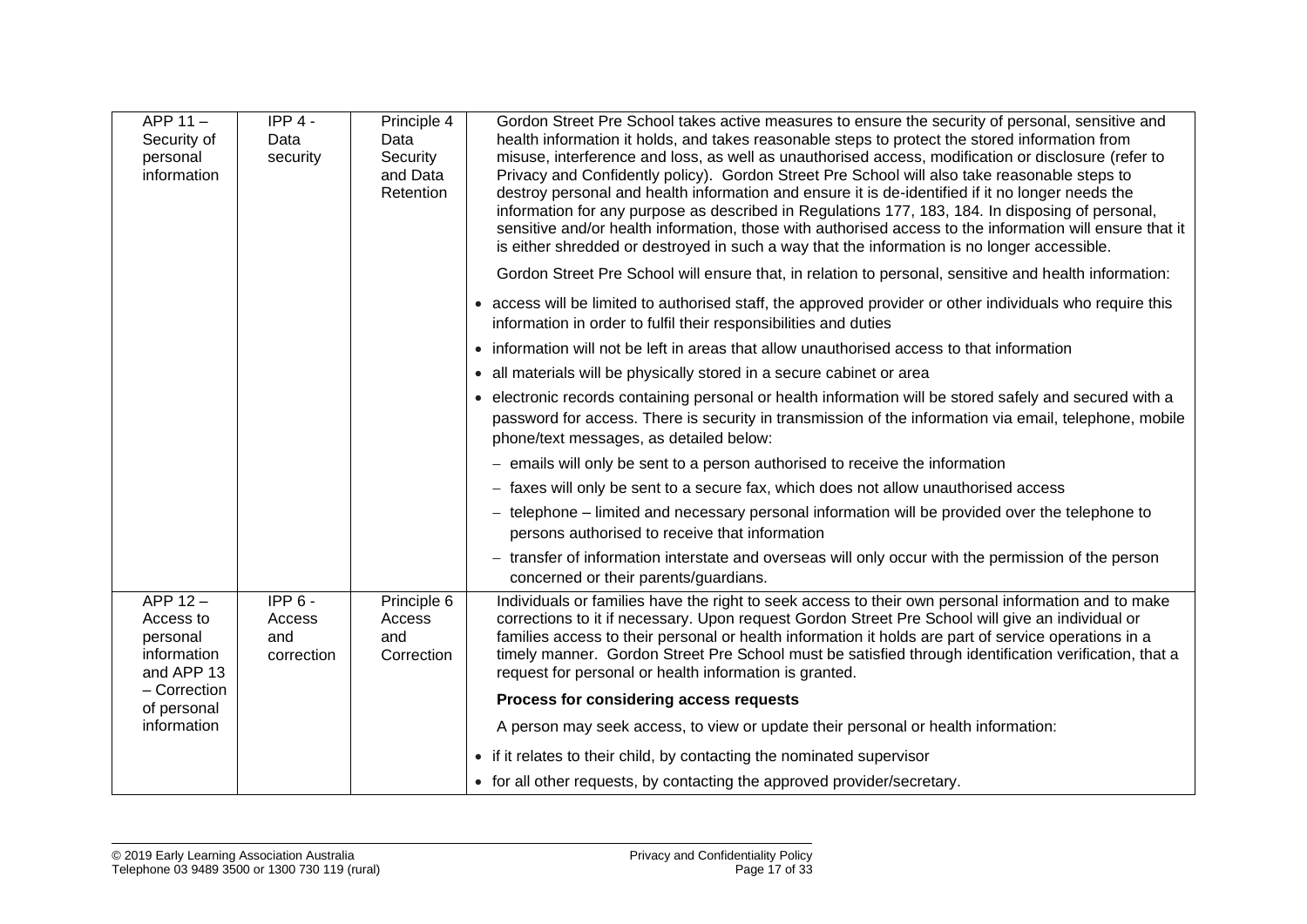| | | | |
|---|---|---|---|
| APP 11 – Security of personal information | IPP 4 - Data security | Principle 4 Data Security and Data Retention | Gordon Street Pre School takes active measures to ensure the security of personal, sensitive and health information it holds, and takes reasonable steps to protect the stored information from misuse, interference and loss, as well as unauthorised access, modification or disclosure (refer to Privacy and Confidently policy). Gordon Street Pre School will also take reasonable steps to destroy personal and health information and ensure it is de-identified if it no longer needs the information for any purpose as described in Regulations 177, 183, 184. In disposing of personal, sensitive and/or health information, those with authorised access to the information will ensure that it is either shredded or destroyed in such a way that the information is no longer accessible.<br><br>Gordon Street Pre School will ensure that, in relation to personal, sensitive and health information:<br><br>• access will be limited to authorised staff, the approved provider or other individuals who require this information in order to fulfil their responsibilities and duties<br>• information will not be left in areas that allow unauthorised access to that information<br>• all materials will be physically stored in a secure cabinet or area<br>• electronic records containing personal or health information will be stored safely and secured with a password for access. There is security in transmission of the information via email, telephone, mobile phone/text messages, as detailed below:<br>– emails will only be sent to a person authorised to receive the information<br>– faxes will only be sent to a secure fax, which does not allow unauthorised access<br>– telephone – limited and necessary personal information will be provided over the telephone to persons authorised to receive that information<br>– transfer of information interstate and overseas will only occur with the permission of the person concerned or their parents/guardians. |
| APP 12 – Access to personal information and APP 13 – Correction of personal information | IPP 6 - Access and correction | Principle 6 Access and Correction | Individuals or families have the right to seek access to their own personal information and to make corrections to it if necessary. Upon request Gordon Street Pre School will give an individual or families access to their personal or health information it holds are part of service operations in a timely manner. Gordon Street Pre School must be satisfied through identification verification, that a request for personal or health information is granted.<br><br>**Process for considering access requests**<br><br>A person may seek access, to view or update their personal or health information:<br><br>• if it relates to their child, by contacting the nominated supervisor<br>• for all other requests, by contacting the approved provider/secretary. |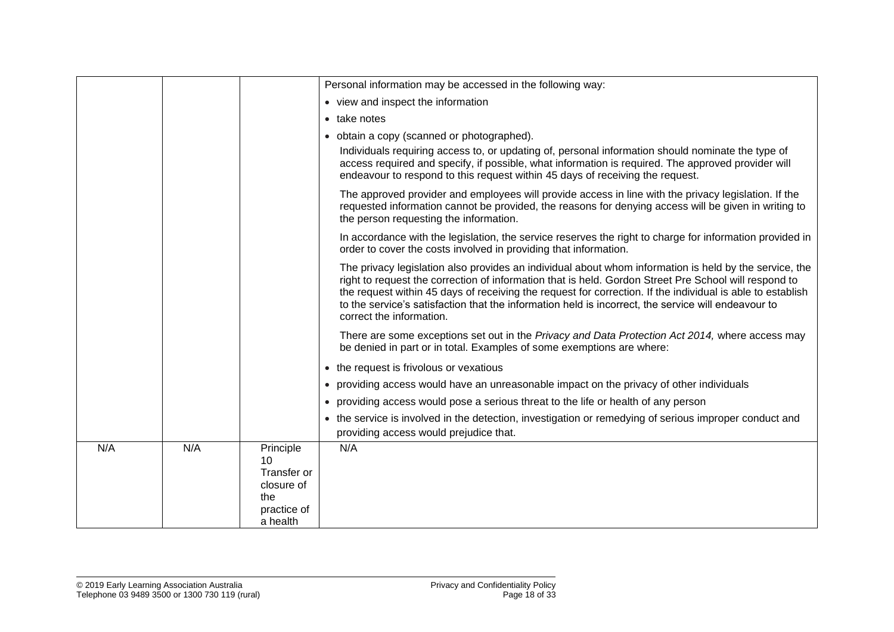| | | | |
|---|---|---|---|
| | | | Personal information may be accessed in the following way:<br>• view and inspect the information<br>• take notes<br>• obtain a copy (scanned or photographed).<br>Individuals requiring access to, or updating of, personal information should nominate the type of access required and specify, if possible, what information is required. The approved provider will endeavour to respond to this request within 45 days of receiving the request.<br>The approved provider and employees will provide access in line with the privacy legislation. If the requested information cannot be provided, the reasons for denying access will be given in writing to the person requesting the information.<br>In accordance with the legislation, the service reserves the right to charge for information provided in order to cover the costs involved in providing that information.<br>The privacy legislation also provides an individual about whom information is held by the service, the right to request the correction of information that is held. Gordon Street Pre School will respond to the request within 45 days of receiving the request for correction. If the individual is able to establish to the service's satisfaction that the information held is incorrect, the service will endeavour to correct the information.<br>There are some exceptions set out in the *Privacy and Data Protection Act 2014,* where access may be denied in part or in total. Examples of some exemptions are where:<br>• the request is frivolous or vexatious<br>• providing access would have an unreasonable impact on the privacy of other individuals<br>• providing access would pose a serious threat to the life or health of any person<br>• the service is involved in the detection, investigation or remedying of serious improper conduct and providing access would prejudice that. |
| N/A | N/A | Principle 10 Transfer or closure of the practice of a health | N/A |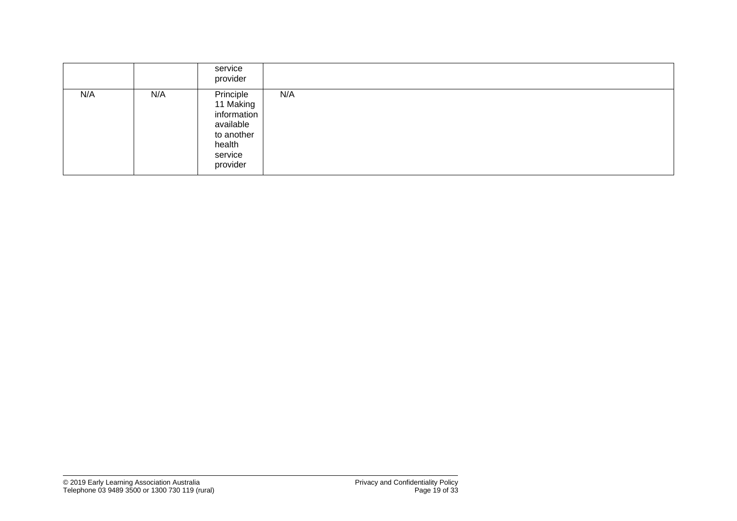| | | service provider | |
|---|---|---|---|
| N/A | N/A | Principle 11 Making information available to another health service provider | N/A |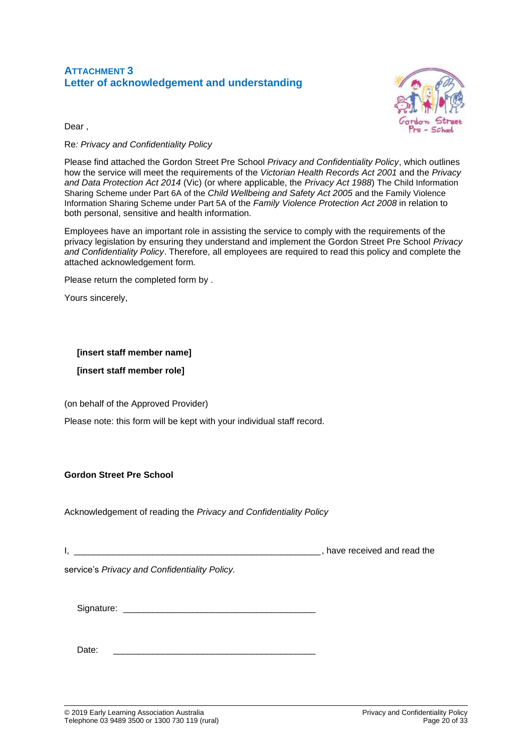## ATTACHMENT 3
## Letter of acknowledgement and understanding

Dear ,

Re*: Privacy and Confidentiality Policy*

Please find attached the Gordon Street Pre School *Privacy and Confidentiality Policy*, which outlines how the service will meet the requirements of the *Victorian Health Records Act 2001* and the *Privacy and Data Protection Act 2014* (Vic) (or where applicable, the *Privacy Act 1988*) The Child Information Sharing Scheme under Part 6A of the *Child Wellbeing and Safety Act 2005* and the Family Violence Information Sharing Scheme under Part 5A of the *Family Violence Protection Act 2008* in relation to both personal, sensitive and health information.

Employees have an important role in assisting the service to comply with the requirements of the privacy legislation by ensuring they understand and implement the Gordon Street Pre School *Privacy and Confidentiality Policy*. Therefore, all employees are required to read this policy and complete the attached acknowledgement form*.*

Please return the completed form by .

Yours sincerely,

**[insert staff member name]**

**[insert staff member role]**

(on behalf of the Approved Provider)

Please note: this form will be kept with your individual staff record.

**Gordon Street Pre School**

Acknowledgement of reading the *Privacy and Confidentiality Policy*

I, ______________________________________________________, have received and read the service's *Privacy and Confidentiality Policy.*

Signature: __________________________________________

Date: ____________________________________________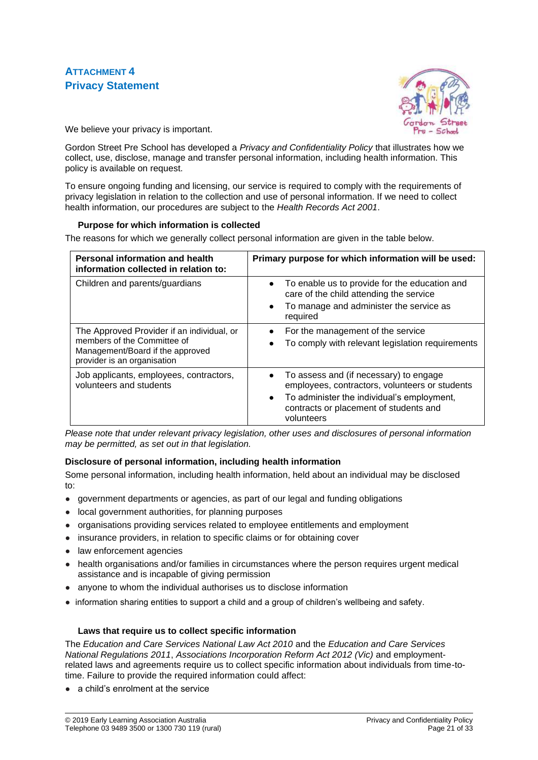## ATTACHMENT 4
## Privacy Statement

We believe your privacy is important.

Gordon Street Pre School has developed a *Privacy and Confidentiality Policy* that illustrates how we collect, use, disclose, manage and transfer personal information, including health information. This policy is available on request.

To ensure ongoing funding and licensing, our service is required to comply with the requirements of privacy legislation in relation to the collection and use of personal information. If we need to collect health information, our procedures are subject to the *Health Records Act 2001*.

**Purpose for which information is collected**

The reasons for which we generally collect personal information are given in the table below.

| Personal information and health information collected in relation to: | Primary purpose for which information will be used: |
|---|---|
| Children and parents/guardians | • To enable us to provide for the education and care of the child attending the service<br>• To manage and administer the service as required |
| The Approved Provider if an individual, or members of the Committee of Management/Board if the approved provider is an organisation | • For the management of the service<br>• To comply with relevant legislation requirements |
| Job applicants, employees, contractors, volunteers and students | • To assess and (if necessary) to engage employees, contractors, volunteers or students<br>• To administer the individual's employment, contracts or placement of students and volunteers |

*Please note that under relevant privacy legislation, other uses and disclosures of personal information may be permitted, as set out in that legislation.*

**Disclosure of personal information, including health information**

Some personal information, including health information, held about an individual may be disclosed to:

- government departments or agencies, as part of our legal and funding obligations
- local government authorities, for planning purposes
- organisations providing services related to employee entitlements and employment
- insurance providers, in relation to specific claims or for obtaining cover
- law enforcement agencies
- health organisations and/or families in circumstances where the person requires urgent medical assistance and is incapable of giving permission
- anyone to whom the individual authorises us to disclose information
- information sharing entities to support a child and a group of children's wellbeing and safety.

**Laws that require us to collect specific information**

The *Education and Care Services National Law Act 2010* and the *Education and Care Services National Regulations 2011*, *Associations Incorporation Reform Act 2012 (Vic)* and employment-related laws and agreements require us to collect specific information about individuals from time-to-time. Failure to provide the required information could affect:

- a child's enrolment at the service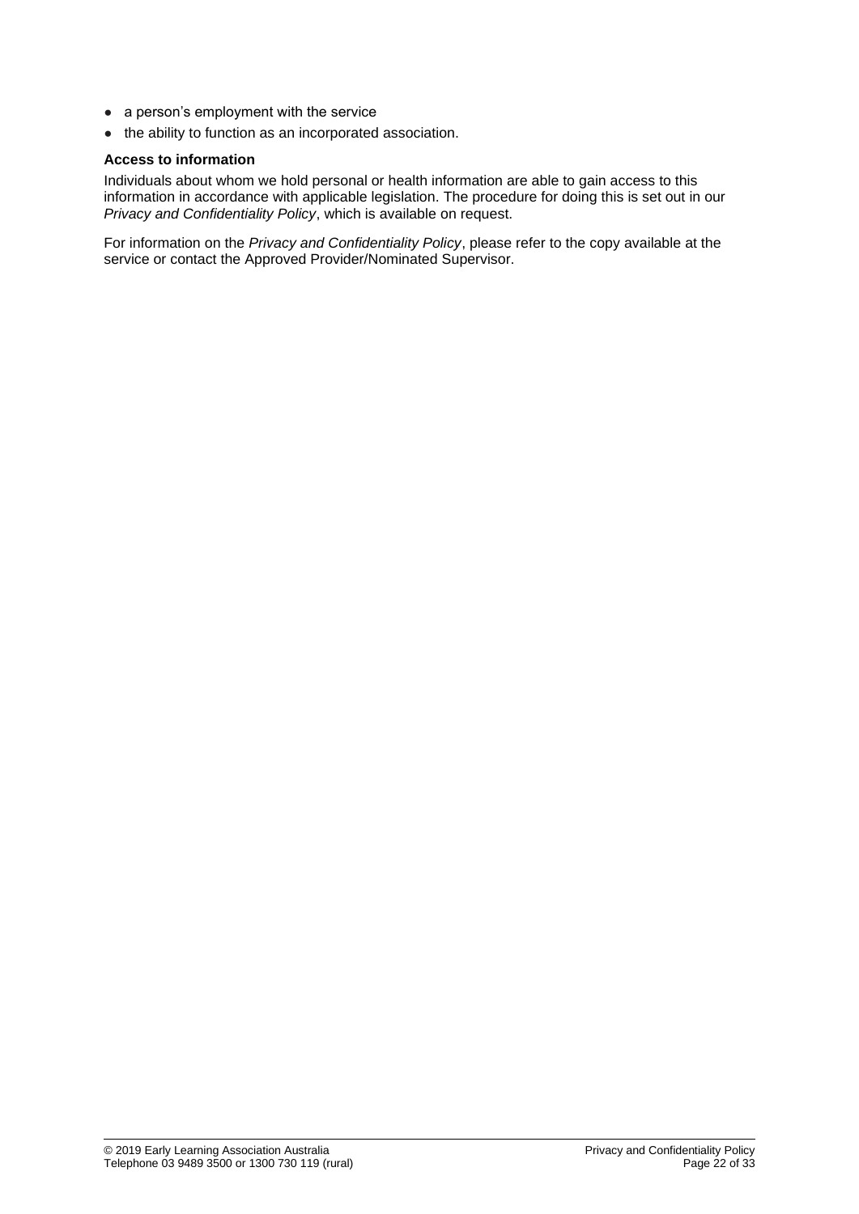- a person's employment with the service
- the ability to function as an incorporated association.

**Access to information**

Individuals about whom we hold personal or health information are able to gain access to this information in accordance with applicable legislation. The procedure for doing this is set out in our *Privacy and Confidentiality Policy*, which is available on request.

For information on the *Privacy and Confidentiality Policy*, please refer to the copy available at the service or contact the Approved Provider/Nominated Supervisor.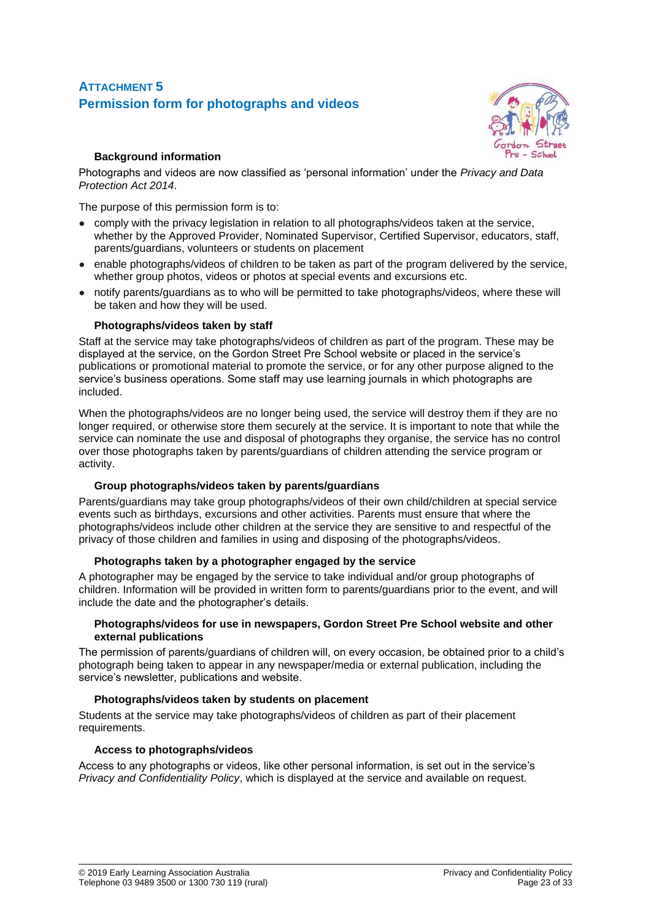## ATTACHMENT 5
## Permission form for photographs and videos

### Background information

Photographs and videos are now classified as 'personal information' under the *Privacy and Data Protection Act 2014*.

The purpose of this permission form is to:

- comply with the privacy legislation in relation to all photographs/videos taken at the service, whether by the Approved Provider, Nominated Supervisor, Certified Supervisor, educators, staff, parents/guardians, volunteers or students on placement
- enable photographs/videos of children to be taken as part of the program delivered by the service, whether group photos, videos or photos at special events and excursions etc.
- notify parents/guardians as to who will be permitted to take photographs/videos, where these will be taken and how they will be used.

### Photographs/videos taken by staff

Staff at the service may take photographs/videos of children as part of the program. These may be displayed at the service, on the Gordon Street Pre School website or placed in the service's publications or promotional material to promote the service, or for any other purpose aligned to the service's business operations. Some staff may use learning journals in which photographs are included.

When the photographs/videos are no longer being used, the service will destroy them if they are no longer required, or otherwise store them securely at the service. It is important to note that while the service can nominate the use and disposal of photographs they organise, the service has no control over those photographs taken by parents/guardians of children attending the service program or activity.

### Group photographs/videos taken by parents/guardians

Parents/guardians may take group photographs/videos of their own child/children at special service events such as birthdays, excursions and other activities. Parents must ensure that where the photographs/videos include other children at the service they are sensitive to and respectful of the privacy of those children and families in using and disposing of the photographs/videos.

### Photographs taken by a photographer engaged by the service

A photographer may be engaged by the service to take individual and/or group photographs of children. Information will be provided in written form to parents/guardians prior to the event, and will include the date and the photographer's details.

### Photographs/videos for use in newspapers, Gordon Street Pre School website and other external publications

The permission of parents/guardians of children will, on every occasion, be obtained prior to a child's photograph being taken to appear in any newspaper/media or external publication, including the service's newsletter, publications and website.

### Photographs/videos taken by students on placement

Students at the service may take photographs/videos of children as part of their placement requirements.

### Access to photographs/videos

Access to any photographs or videos, like other personal information, is set out in the service's *Privacy and Confidentiality Policy*, which is displayed at the service and available on request.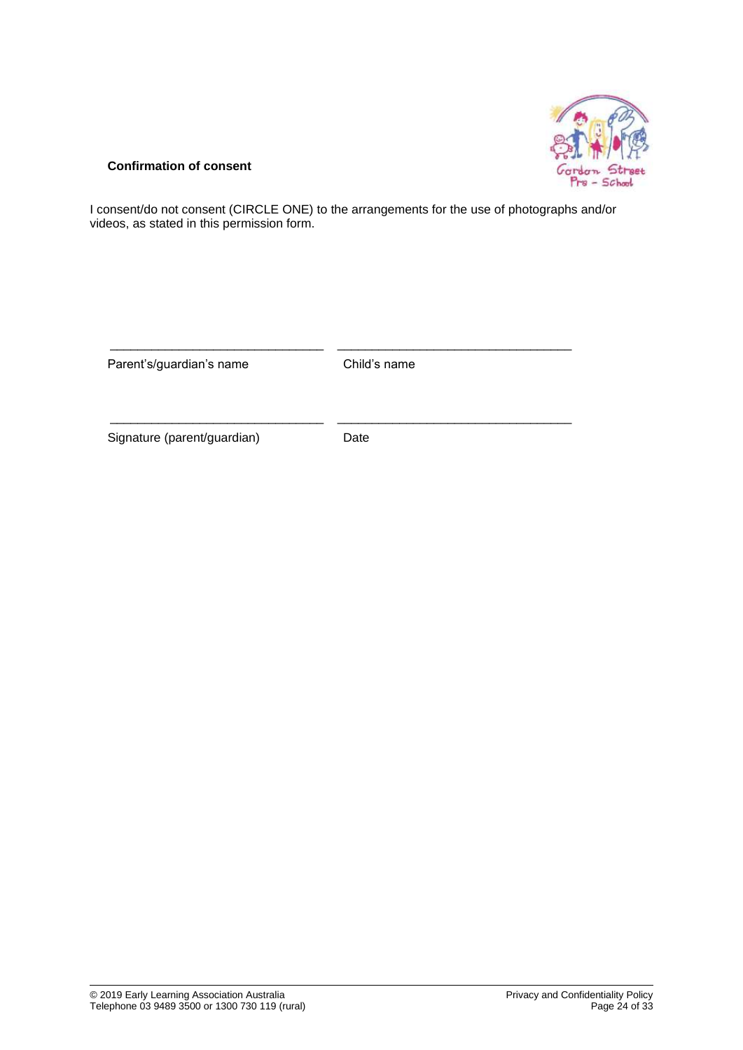**Confirmation of consent**

I consent/do not consent (CIRCLE ONE) to the arrangements for the use of photographs and/or videos, as stated in this permission form.

| \_\_\_\_\_\_\_\_\_\_\_\_\_\_\_\_\_\_\_\_\_\_\_\_\_\_\_\_\_\_ | \_\_\_\_\_\_\_\_\_\_\_\_\_\_\_\_\_\_\_\_\_\_\_\_\_\_\_\_\_\_\_\_\_ |
|---|---|
| Parent's/guardian's name | Child's name |
| \_\_\_\_\_\_\_\_\_\_\_\_\_\_\_\_\_\_\_\_\_\_\_\_\_\_\_\_\_\_ | \_\_\_\_\_\_\_\_\_\_\_\_\_\_\_\_\_\_\_\_\_\_\_\_\_\_\_\_\_\_\_\_\_ |
| Signature (parent/guardian) | Date |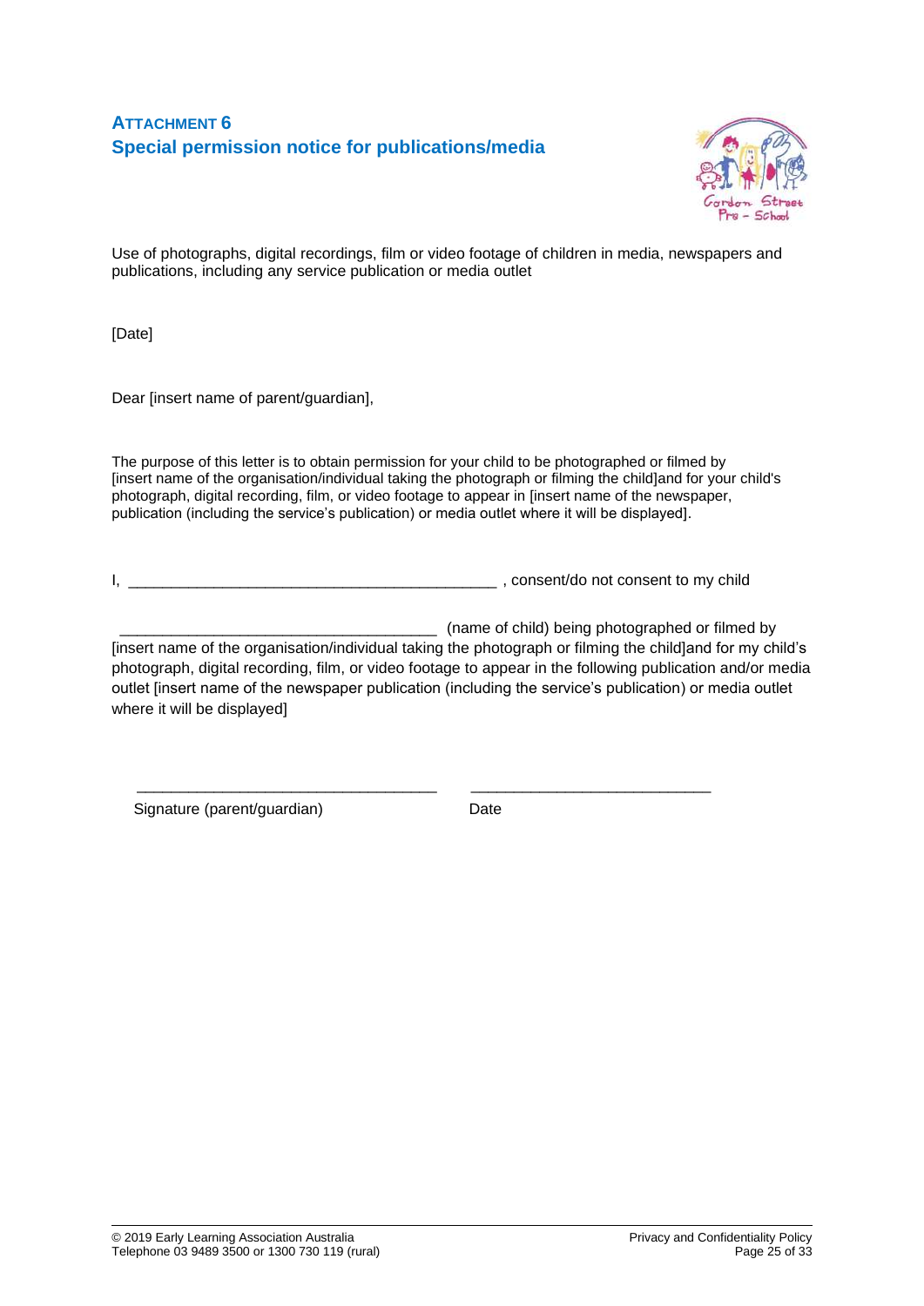## ATTACHMENT 6
## Special permission notice for publications/media

Use of photographs, digital recordings, film or video footage of children in media, newspapers and publications, including any service publication or media outlet

[Date]

Dear [insert name of parent/guardian],

The purpose of this letter is to obtain permission for your child to be photographed or filmed by [insert name of the organisation/individual taking the photograph or filming the child]and for your child's photograph, digital recording, film, or video footage to appear in [insert name of the newspaper, publication (including the service's publication) or media outlet where it will be displayed].

I, ____________________________________________ , consent/do not consent to my child

______________________________________ (name of child) being photographed or filmed by [insert name of the organisation/individual taking the photograph or filming the child]and for my child's photograph, digital recording, film, or video footage to appear in the following publication and/or media outlet [insert name of the newspaper publication (including the service's publication) or media outlet where it will be displayed]

____________________________________ &nbsp;&nbsp;&nbsp;&nbsp; ____________________________

Signature (parent/guardian) &nbsp;&nbsp;&nbsp;&nbsp; Date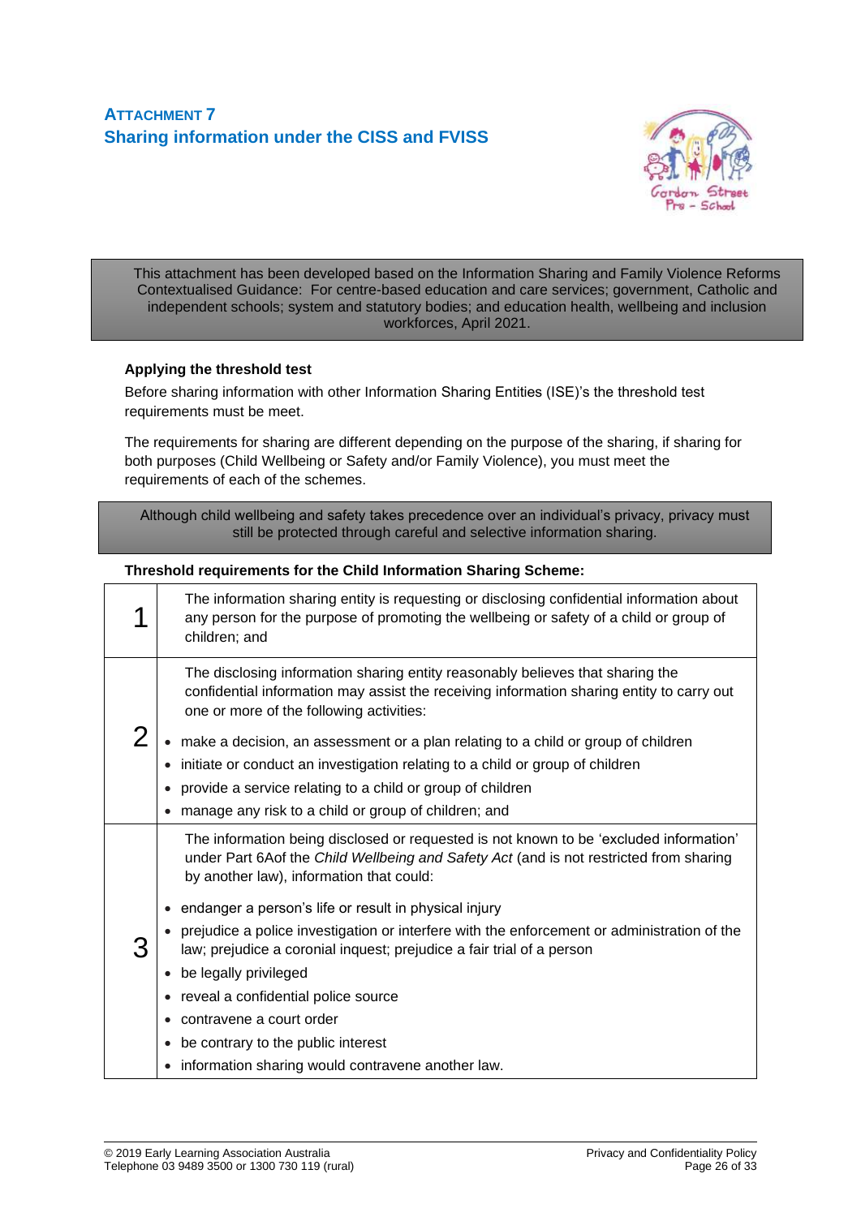## ATTACHMENT 7
## Sharing information under the CISS and FVISS

> This attachment has been developed based on the Information Sharing and Family Violence Reforms Contextualised Guidance: For centre-based education and care services; government, Catholic and independent schools; system and statutory bodies; and education health, wellbeing and inclusion workforces, April 2021.

**Applying the threshold test**

Before sharing information with other Information Sharing Entities (ISE)'s the threshold test requirements must be meet.

The requirements for sharing are different depending on the purpose of the sharing, if sharing for both purposes (Child Wellbeing or Safety and/or Family Violence), you must meet the requirements of each of the schemes.

> Although child wellbeing and safety takes precedence over an individual's privacy, privacy must still be protected through careful and selective information sharing.

**Threshold requirements for the Child Information Sharing Scheme:**

| | |
|---|---|
| 1 | The information sharing entity is requesting or disclosing confidential information about any person for the purpose of promoting the wellbeing or safety of a child or group of children; and |
| 2 | The disclosing information sharing entity reasonably believes that sharing the confidential information may assist the receiving information sharing entity to carry out one or more of the following activities:<br>• make a decision, an assessment or a plan relating to a child or group of children<br>• initiate or conduct an investigation relating to a child or group of children<br>• provide a service relating to a child or group of children<br>• manage any risk to a child or group of children; and |
| 3 | The information being disclosed or requested is not known to be 'excluded information' under Part 6Aof the *Child Wellbeing and Safety Act* (and is not restricted from sharing by another law), information that could:<br>• endanger a person's life or result in physical injury<br>• prejudice a police investigation or interfere with the enforcement or administration of the law; prejudice a coronial inquest; prejudice a fair trial of a person<br>• be legally privileged<br>• reveal a confidential police source<br>• contravene a court order<br>• be contrary to the public interest<br>• information sharing would contravene another law. |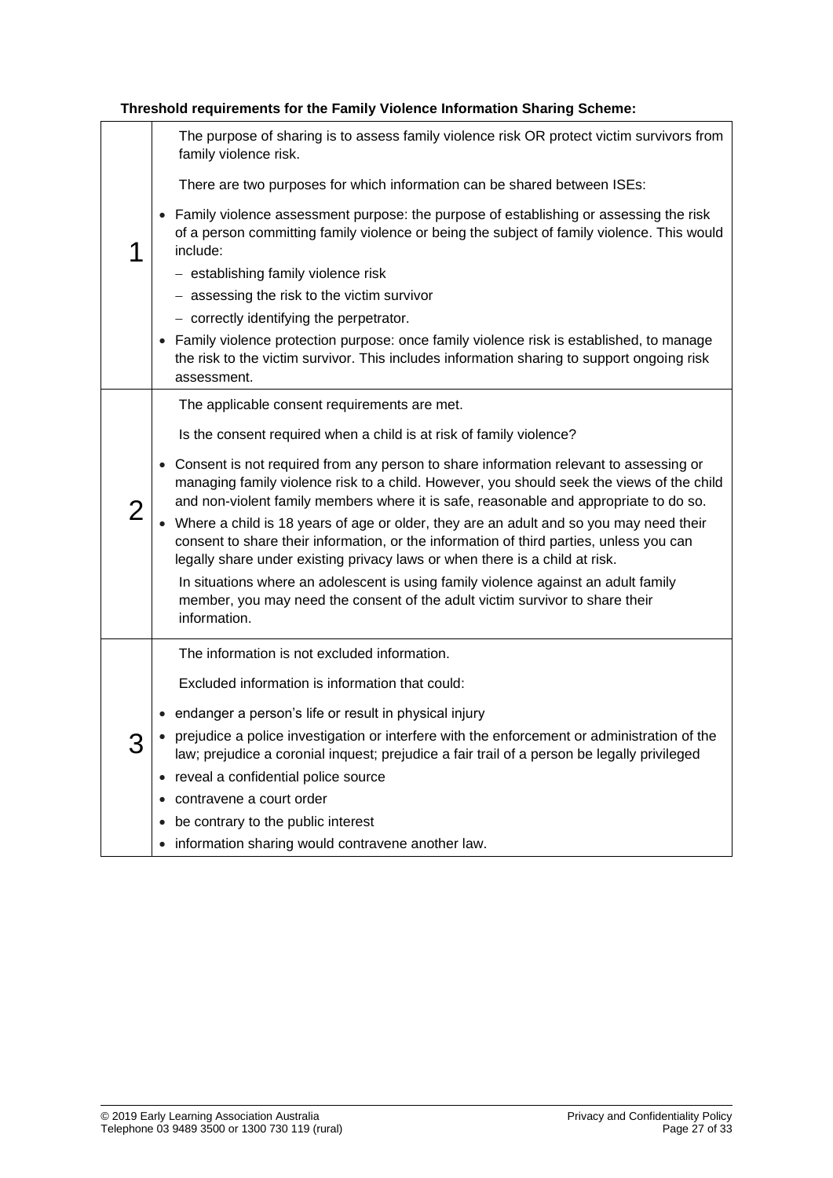**Threshold requirements for the Family Violence Information Sharing Scheme:**

| | |
|---|---|
| 1 | The purpose of sharing is to assess family violence risk OR protect victim survivors from family violence risk.<br><br>There are two purposes for which information can be shared between ISEs:<br><br>• Family violence assessment purpose: the purpose of establishing or assessing the risk of a person committing family violence or being the subject of family violence. This would include:<br>– establishing family violence risk<br>– assessing the risk to the victim survivor<br>– correctly identifying the perpetrator.<br>• Family violence protection purpose: once family violence risk is established, to manage the risk to the victim survivor. This includes information sharing to support ongoing risk assessment. |
| 2 | The applicable consent requirements are met.<br><br>Is the consent required when a child is at risk of family violence?<br><br>• Consent is not required from any person to share information relevant to assessing or managing family violence risk to a child. However, you should seek the views of the child and non-violent family members where it is safe, reasonable and appropriate to do so.<br>• Where a child is 18 years of age or older, they are an adult and so you may need their consent to share their information, or the information of third parties, unless you can legally share under existing privacy laws or when there is a child at risk.<br><br>In situations where an adolescent is using family violence against an adult family member, you may need the consent of the adult victim survivor to share their information. |
| 3 | The information is not excluded information.<br><br>Excluded information is information that could:<br><br>• endanger a person's life or result in physical injury<br>• prejudice a police investigation or interfere with the enforcement or administration of the law; prejudice a coronial inquest; prejudice a fair trail of a person be legally privileged<br>• reveal a confidential police source<br>• contravene a court order<br>• be contrary to the public interest<br>• information sharing would contravene another law. |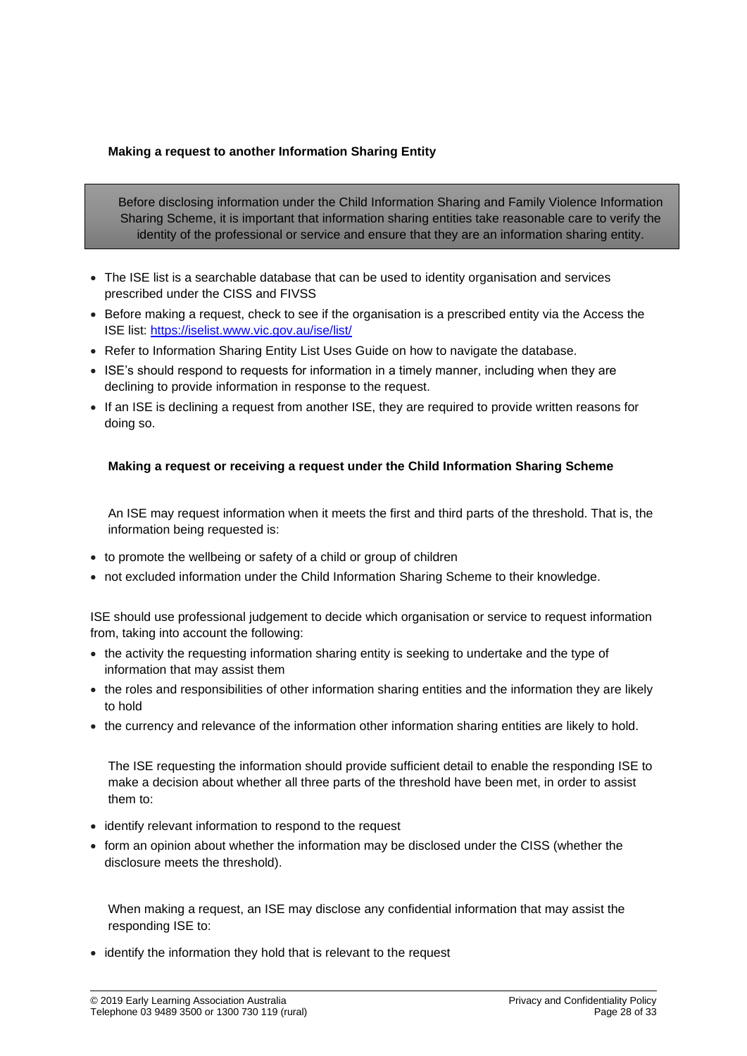**Making a request to another Information Sharing Entity**

> Before disclosing information under the Child Information Sharing and Family Violence Information Sharing Scheme, it is important that information sharing entities take reasonable care to verify the identity of the professional or service and ensure that they are an information sharing entity.

- The ISE list is a searchable database that can be used to identity organisation and services prescribed under the CISS and FIVSS
- Before making a request, check to see if the organisation is a prescribed entity via the Access the ISE list: [https://iselist.www.vic.gov.au/ise/list/](https://iselist.www.vic.gov.au/ise/list/)
- Refer to Information Sharing Entity List Uses Guide on how to navigate the database.
- ISE's should respond to requests for information in a timely manner, including when they are declining to provide information in response to the request.
- If an ISE is declining a request from another ISE, they are required to provide written reasons for doing so.

**Making a request or receiving a request under the Child Information Sharing Scheme**

An ISE may request information when it meets the first and third parts of the threshold. That is, the information being requested is:

- to promote the wellbeing or safety of a child or group of children
- not excluded information under the Child Information Sharing Scheme to their knowledge.

ISE should use professional judgement to decide which organisation or service to request information from, taking into account the following:

- the activity the requesting information sharing entity is seeking to undertake and the type of information that may assist them
- the roles and responsibilities of other information sharing entities and the information they are likely to hold
- the currency and relevance of the information other information sharing entities are likely to hold.

The ISE requesting the information should provide sufficient detail to enable the responding ISE to make a decision about whether all three parts of the threshold have been met, in order to assist them to:

- identify relevant information to respond to the request
- form an opinion about whether the information may be disclosed under the CISS (whether the disclosure meets the threshold).

When making a request, an ISE may disclose any confidential information that may assist the responding ISE to:

- identify the information they hold that is relevant to the request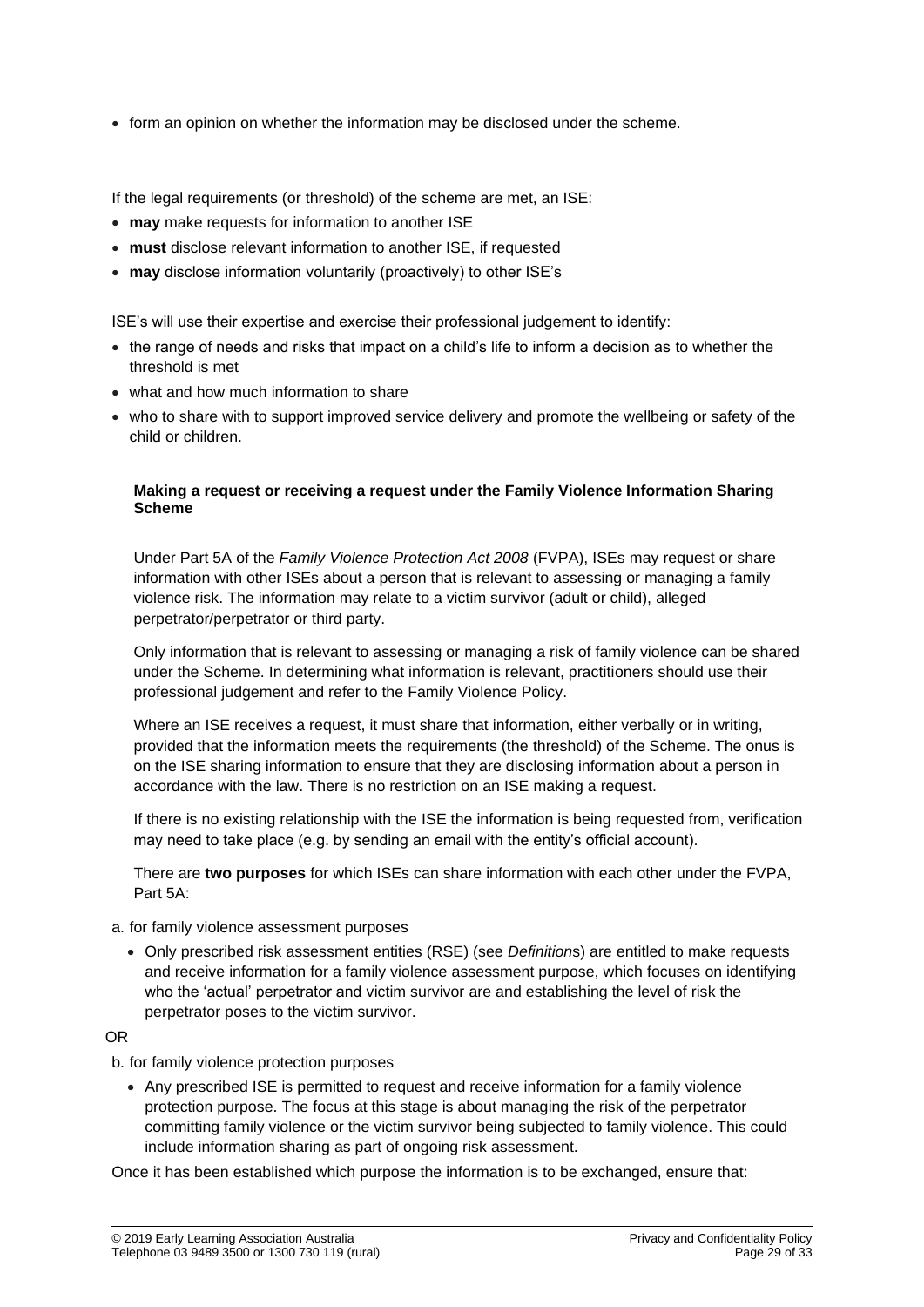- form an opinion on whether the information may be disclosed under the scheme.

If the legal requirements (or threshold) of the scheme are met, an ISE:

- **may** make requests for information to another ISE
- **must** disclose relevant information to another ISE, if requested
- **may** disclose information voluntarily (proactively) to other ISE's

ISE's will use their expertise and exercise their professional judgement to identify:

- the range of needs and risks that impact on a child's life to inform a decision as to whether the threshold is met
- what and how much information to share
- who to share with to support improved service delivery and promote the wellbeing or safety of the child or children.

**Making a request or receiving a request under the Family Violence Information Sharing Scheme**

Under Part 5A of the *Family Violence Protection Act 2008* (FVPA), ISEs may request or share information with other ISEs about a person that is relevant to assessing or managing a family violence risk. The information may relate to a victim survivor (adult or child), alleged perpetrator/perpetrator or third party.

Only information that is relevant to assessing or managing a risk of family violence can be shared under the Scheme. In determining what information is relevant, practitioners should use their professional judgement and refer to the Family Violence Policy.

Where an ISE receives a request, it must share that information, either verbally or in writing, provided that the information meets the requirements (the threshold) of the Scheme. The onus is on the ISE sharing information to ensure that they are disclosing information about a person in accordance with the law. There is no restriction on an ISE making a request.

If there is no existing relationship with the ISE the information is being requested from, verification may need to take place (e.g. by sending an email with the entity's official account).

There are **two purposes** for which ISEs can share information with each other under the FVPA, Part 5A:

a. for family violence assessment purposes

- Only prescribed risk assessment entities (RSE) (see *Definitions*) are entitled to make requests and receive information for a family violence assessment purpose, which focuses on identifying who the 'actual' perpetrator and victim survivor are and establishing the level of risk the perpetrator poses to the victim survivor.

OR

b. for family violence protection purposes

- Any prescribed ISE is permitted to request and receive information for a family violence protection purpose. The focus at this stage is about managing the risk of the perpetrator committing family violence or the victim survivor being subjected to family violence. This could include information sharing as part of ongoing risk assessment.

Once it has been established which purpose the information is to be exchanged, ensure that: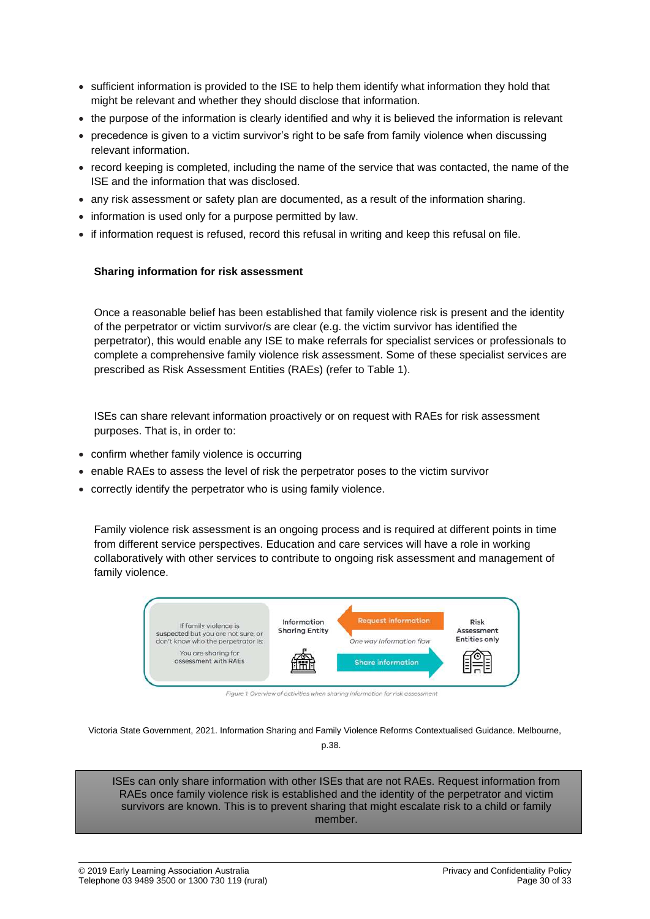- sufficient information is provided to the ISE to help them identify what information they hold that might be relevant and whether they should disclose that information.
- the purpose of the information is clearly identified and why it is believed the information is relevant
- precedence is given to a victim survivor's right to be safe from family violence when discussing relevant information.
- record keeping is completed, including the name of the service that was contacted, the name of the ISE and the information that was disclosed.
- any risk assessment or safety plan are documented, as a result of the information sharing.
- information is used only for a purpose permitted by law.
- if information request is refused, record this refusal in writing and keep this refusal on file.

**Sharing information for risk assessment**

Once a reasonable belief has been established that family violence risk is present and the identity of the perpetrator or victim survivor/s are clear (e.g. the victim survivor has identified the perpetrator), this would enable any ISE to make referrals for specialist services or professionals to complete a comprehensive family violence risk assessment. Some of these specialist services are prescribed as Risk Assessment Entities (RAEs) (refer to Table 1).

ISEs can share relevant information proactively or on request with RAEs for risk assessment purposes. That is, in order to:

- confirm whether family violence is occurring
- enable RAEs to assess the level of risk the perpetrator poses to the victim survivor
- correctly identify the perpetrator who is using family violence.

Family violence risk assessment is an ongoing process and is required at different points in time from different service perspectives. Education and care services will have a role in working collaboratively with other services to contribute to ongoing risk assessment and management of family violence.

If family violence is suspected but you are not sure, or don't know who the perpetrator is: You are sharing for assessment with RAEs

Information Sharing Entity — Request information ← One way information flow → Share information — Risk Assessment Entities only

*Figure 1: Overview of activities when sharing information for risk assessment*

Victoria State Government, 2021. Information Sharing and Family Violence Reforms Contextualised Guidance. Melbourne, p.38.

> ISEs can only share information with other ISEs that are not RAEs. Request information from RAEs once family violence risk is established and the identity of the perpetrator and victim survivors are known. This is to prevent sharing that might escalate risk to a child or family member.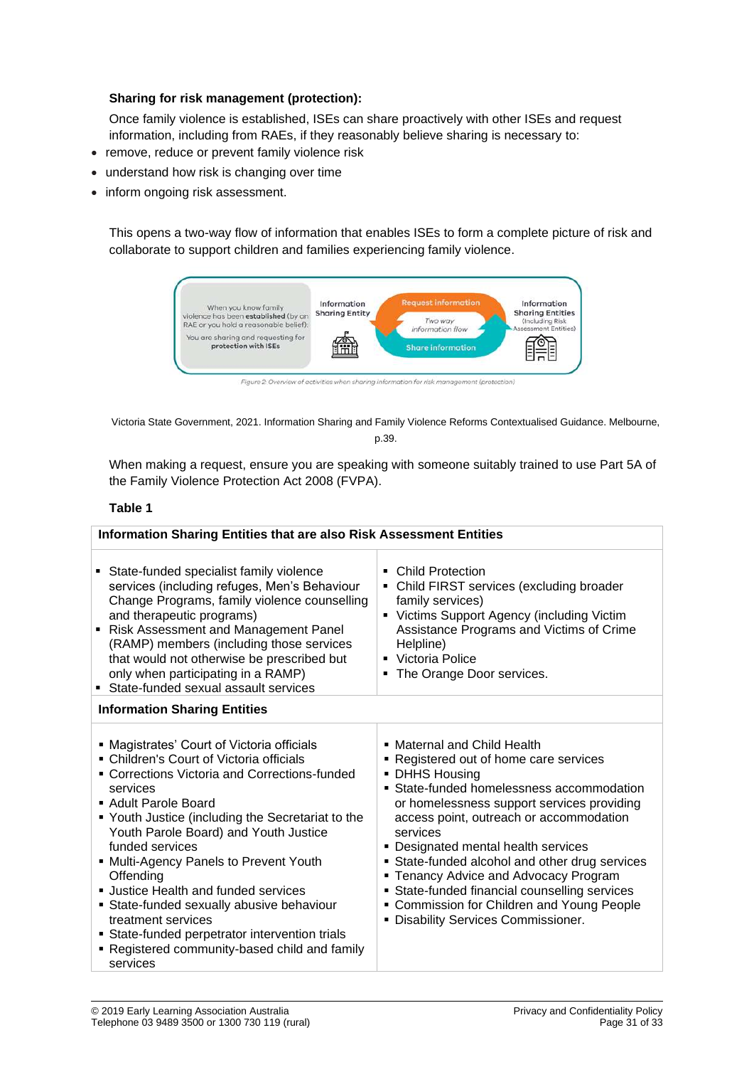**Sharing for risk management (protection):**

Once family violence is established, ISEs can share proactively with other ISEs and request information, including from RAEs, if they reasonably believe sharing is necessary to:

- remove, reduce or prevent family violence risk
- understand how risk is changing over time
- inform ongoing risk assessment.

This opens a two-way flow of information that enables ISEs to form a complete picture of risk and collaborate to support children and families experiencing family violence.

*Figure 2: Overview of activities when sharing information for risk management (protection)*

Victoria State Government, 2021. Information Sharing and Family Violence Reforms Contextualised Guidance. Melbourne, p.39.

When making a request, ensure you are speaking with someone suitably trained to use Part 5A of the Family Violence Protection Act 2008 (FVPA).

**Table 1**

| **Information Sharing Entities that are also Risk Assessment Entities** | |
|---|---|
| ▪ State-funded specialist family violence services (including refuges, Men's Behaviour Change Programs, family violence counselling and therapeutic programs)<br>▪ Risk Assessment and Management Panel (RAMP) members (including those services that would not otherwise be prescribed but only when participating in a RAMP)<br>▪ State-funded sexual assault services | ▪ Child Protection<br>▪ Child FIRST services (excluding broader family services)<br>▪ Victims Support Agency (including Victim Assistance Programs and Victims of Crime Helpline)<br>▪ Victoria Police<br>▪ The Orange Door services. |
| **Information Sharing Entities** | |
| ▪ Magistrates' Court of Victoria officials<br>▪ Children's Court of Victoria officials<br>▪ Corrections Victoria and Corrections-funded services<br>▪ Adult Parole Board<br>▪ Youth Justice (including the Secretariat to the Youth Parole Board) and Youth Justice funded services<br>▪ Multi-Agency Panels to Prevent Youth Offending<br>▪ Justice Health and funded services<br>▪ State-funded sexually abusive behaviour treatment services<br>▪ State-funded perpetrator intervention trials<br>▪ Registered community-based child and family services | ▪ Maternal and Child Health<br>▪ Registered out of home care services<br>▪ DHHS Housing<br>▪ State-funded homelessness accommodation or homelessness support services providing access point, outreach or accommodation services<br>▪ Designated mental health services<br>▪ State-funded alcohol and other drug services<br>▪ Tenancy Advice and Advocacy Program<br>▪ State-funded financial counselling services<br>▪ Commission for Children and Young People<br>▪ Disability Services Commissioner. |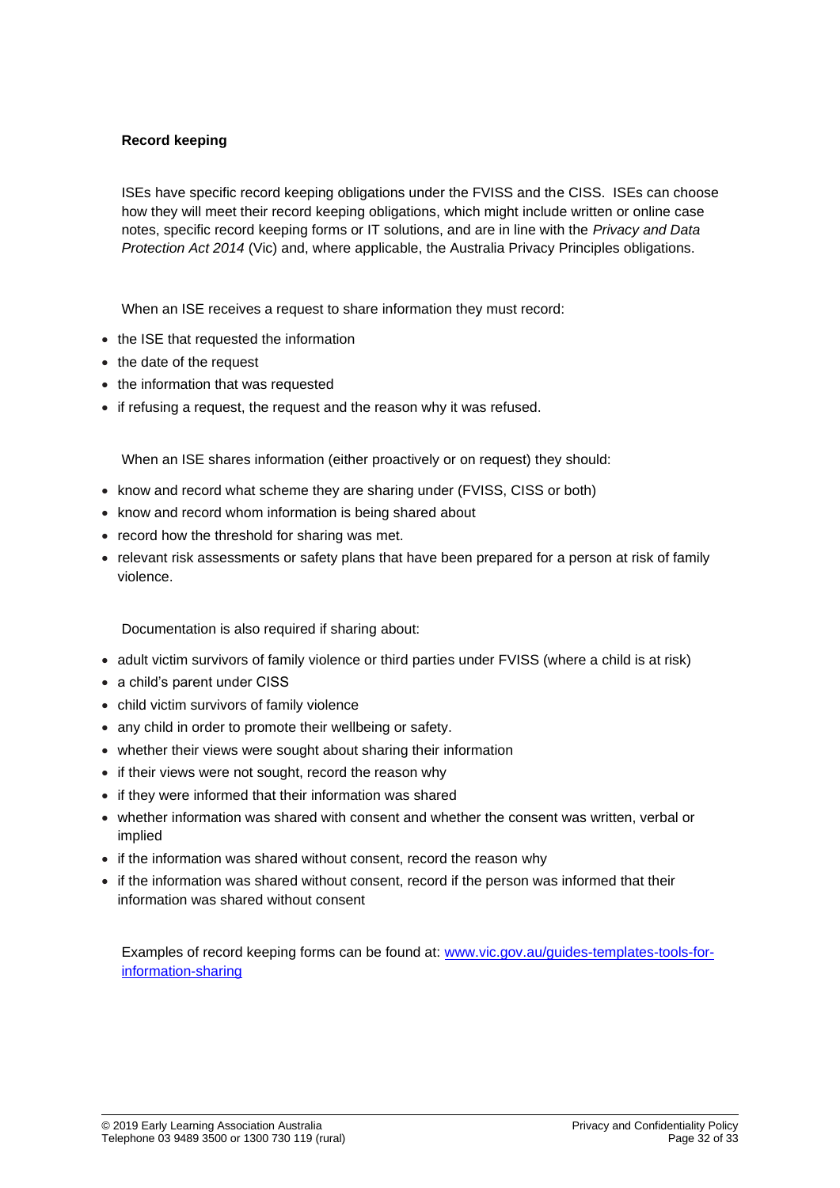**Record keeping**

ISEs have specific record keeping obligations under the FVISS and the CISS. ISEs can choose how they will meet their record keeping obligations, which might include written or online case notes, specific record keeping forms or IT solutions, and are in line with the *Privacy and Data Protection Act 2014* (Vic) and, where applicable, the Australia Privacy Principles obligations.

When an ISE receives a request to share information they must record:

- the ISE that requested the information
- the date of the request
- the information that was requested
- if refusing a request, the request and the reason why it was refused.

When an ISE shares information (either proactively or on request) they should:

- know and record what scheme they are sharing under (FVISS, CISS or both)
- know and record whom information is being shared about
- record how the threshold for sharing was met.
- relevant risk assessments or safety plans that have been prepared for a person at risk of family violence.

Documentation is also required if sharing about:

- adult victim survivors of family violence or third parties under FVISS (where a child is at risk)
- a child's parent under CISS
- child victim survivors of family violence
- any child in order to promote their wellbeing or safety.
- whether their views were sought about sharing their information
- if their views were not sought, record the reason why
- if they were informed that their information was shared
- whether information was shared with consent and whether the consent was written, verbal or implied
- if the information was shared without consent, record the reason why
- if the information was shared without consent, record if the person was informed that their information was shared without consent

Examples of record keeping forms can be found at: [www.vic.gov.au/guides-templates-tools-for-information-sharing](www.vic.gov.au/guides-templates-tools-for-information-sharing)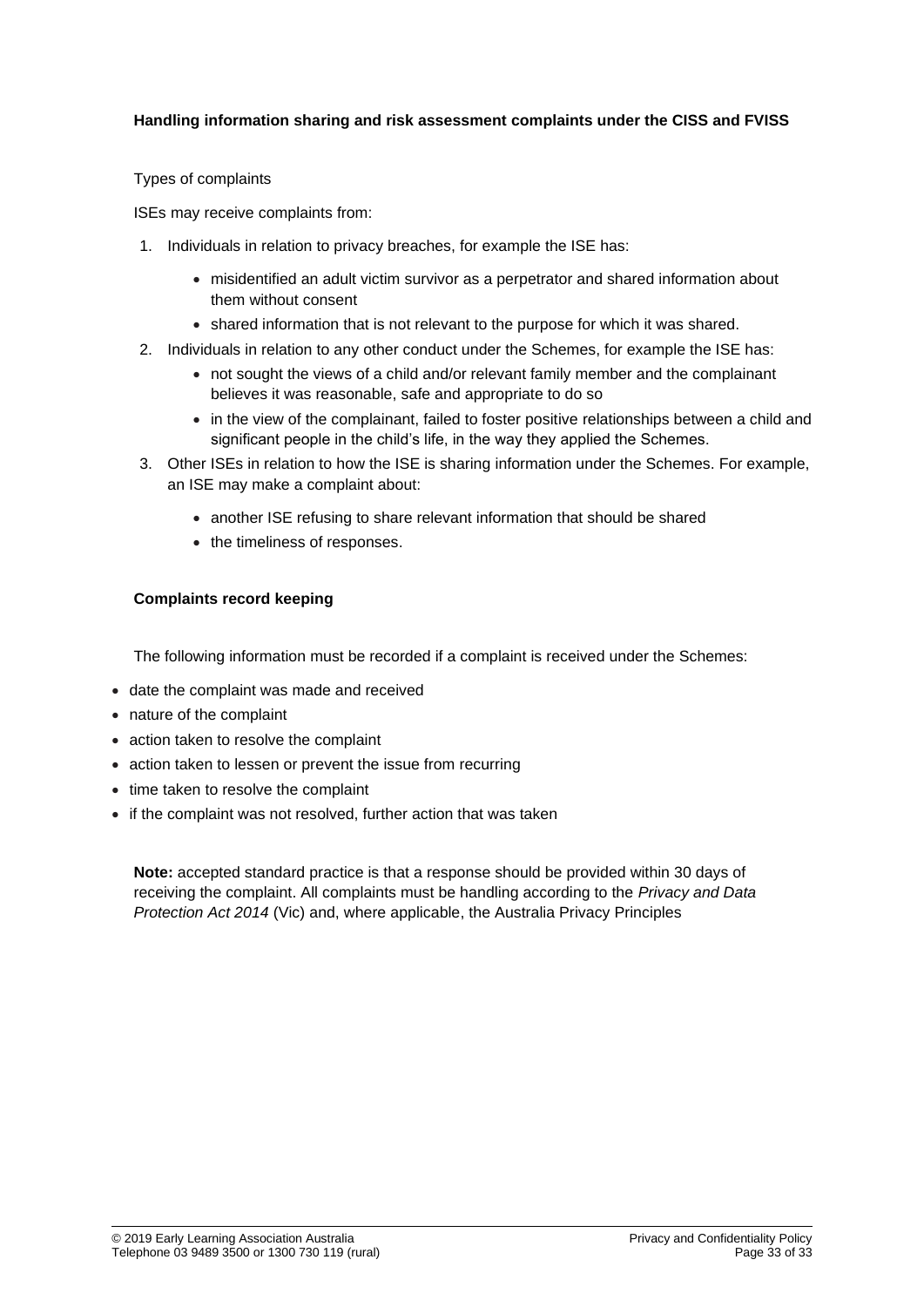**Handling information sharing and risk assessment complaints under the CISS and FVISS**

Types of complaints

ISEs may receive complaints from:

1. Individuals in relation to privacy breaches, for example the ISE has:
    - misidentified an adult victim survivor as a perpetrator and shared information about them without consent
    - shared information that is not relevant to the purpose for which it was shared.
2. Individuals in relation to any other conduct under the Schemes, for example the ISE has:
    - not sought the views of a child and/or relevant family member and the complainant believes it was reasonable, safe and appropriate to do so
    - in the view of the complainant, failed to foster positive relationships between a child and significant people in the child's life, in the way they applied the Schemes.
3. Other ISEs in relation to how the ISE is sharing information under the Schemes. For example, an ISE may make a complaint about:
    - another ISE refusing to share relevant information that should be shared
    - the timeliness of responses.

**Complaints record keeping**

The following information must be recorded if a complaint is received under the Schemes:

- date the complaint was made and received
- nature of the complaint
- action taken to resolve the complaint
- action taken to lessen or prevent the issue from recurring
- time taken to resolve the complaint
- if the complaint was not resolved, further action that was taken

**Note:** accepted standard practice is that a response should be provided within 30 days of receiving the complaint. All complaints must be handling according to the *Privacy and Data Protection Act 2014* (Vic) and, where applicable, the Australia Privacy Principles